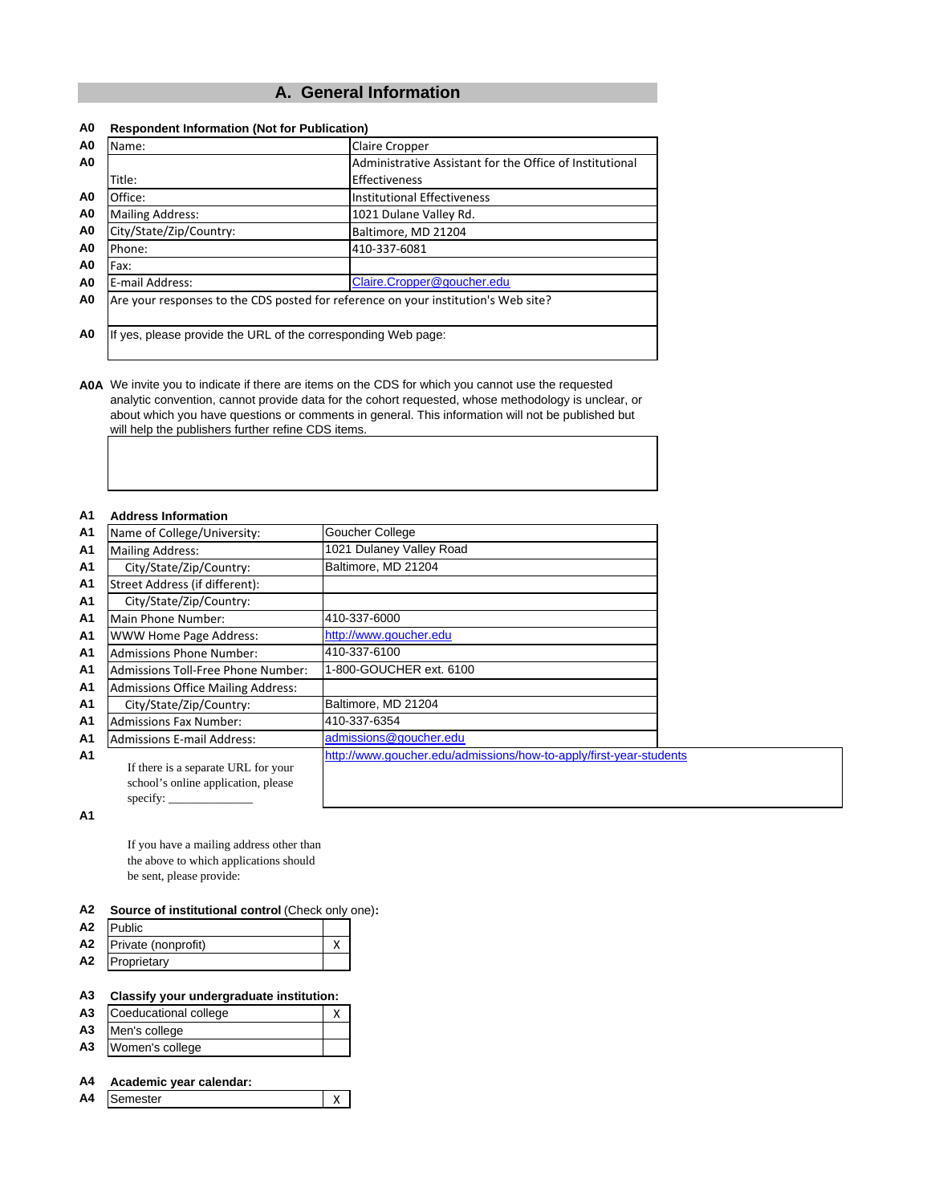## A. General Information

**A0 Respondent Information (Not for Publication)**

| | | |
|---|---|---|
| A0 | Name: | Claire Cropper |
| A0 | Title: | Administrative Assistant for the Office of Institutional Effectiveness |
| A0 | Office: | Institutional Effectiveness |
| A0 | Mailing Address: | 1021 Dulane Valley Rd. |
| A0 | City/State/Zip/Country: | Baltimore, MD 21204 |
| A0 | Phone: | 410-337-6081 |
| A0 | Fax: | |
| A0 | E-mail Address: | Claire.Cropper@goucher.edu |
| A0 | Are your responses to the CDS posted for reference on your institution's Web site? | |
| A0 | If yes, please provide the URL of the corresponding Web page: | |

**A0A** We invite you to indicate if there are items on the CDS for which you cannot use the requested analytic convention, cannot provide data for the cohort requested, whose methodology is unclear, or about which you have questions or comments in general. This information will not be published but will help the publishers further refine CDS items.

**A1 Address Information**

| | | |
|---|---|---|
| A1 | Name of College/University: | Goucher College |
| A1 | Mailing Address: | 1021 Dulaney Valley Road |
| A1 | City/State/Zip/Country: | Baltimore, MD 21204 |
| A1 | Street Address (if different): | |
| A1 | City/State/Zip/Country: | |
| A1 | Main Phone Number: | 410-337-6000 |
| A1 | WWW Home Page Address: | http://www.goucher.edu |
| A1 | Admissions Phone Number: | 410-337-6100 |
| A1 | Admissions Toll-Free Phone Number: | 1-800-GOUCHER ext. 6100 |
| A1 | Admissions Office Mailing Address: | |
| A1 | City/State/Zip/Country: | Baltimore, MD 21204 |
| A1 | Admissions Fax Number: | 410-337-6354 |
| A1 | Admissions E-mail Address: | admissions@goucher.edu |
| A1 | If there is a separate URL for your school's online application, please specify: _____________ | http://www.goucher.edu/admissions/how-to-apply/first-year-students |
| A1 | If you have a mailing address other than the above to which applications should be sent, please provide: | |

**A2 Source of institutional control** (Check only one)**:**

| | | |
|---|---|---|
| A2 | Public | |
| A2 | Private (nonprofit) | X |
| A2 | Proprietary | |

**A3 Classify your undergraduate institution:**

| | | |
|---|---|---|
| A3 | Coeducational college | X |
| A3 | Men's college | |
| A3 | Women's college | |

**A4 Academic year calendar:**

| | | |
|---|---|---|
| A4 | Semester | X |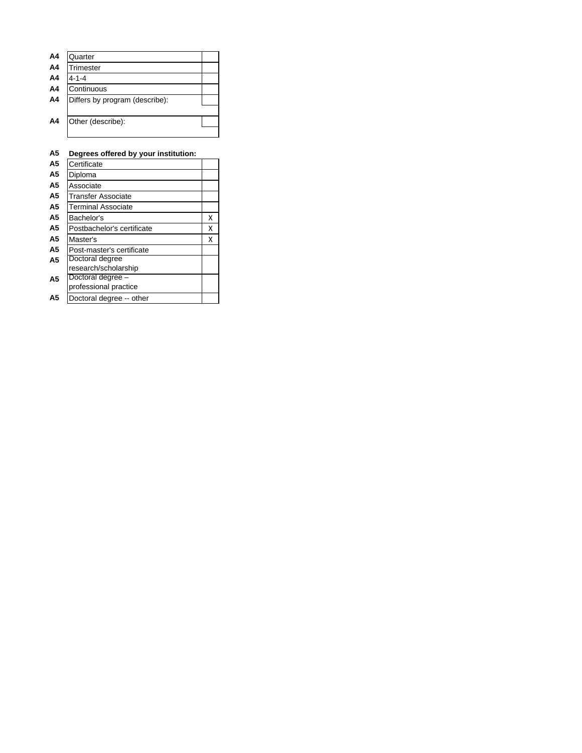| | | |
|---|---|---|
| A4 | Quarter | |
| A4 | Trimester | |
| A4 | 4-1-4 | |
| A4 | Continuous | |
| A4 | Differs by program (describe): | |
| | | |
| A4 | Other (describe): | |
| | | |

**A5 Degrees offered by your institution:**

| | | |
|---|---|---|
| A5 | Certificate | |
| A5 | Diploma | |
| A5 | Associate | |
| A5 | Transfer Associate | |
| A5 | Terminal Associate | |
| A5 | Bachelor's | X |
| A5 | Postbachelor's certificate | X |
| A5 | Master's | X |
| A5 | Post-master's certificate | |
| A5 | Doctoral degree research/scholarship | |
| A5 | Doctoral degree – professional practice | |
| A5 | Doctoral degree -- other | |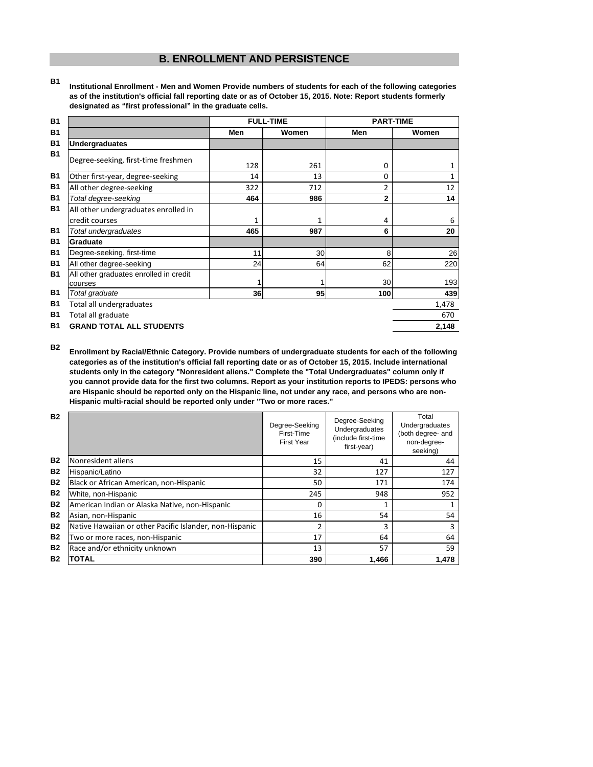## B. ENROLLMENT AND PERSISTENCE

**B1** **Institutional Enrollment - Men and Women Provide numbers of students for each of the following categories as of the institution's official fall reporting date or as of October 15, 2015. Note: Report students formerly designated as "first professional" in the graduate cells.**

| | | FULL-TIME | | PART-TIME | |
|---|---|---|---|---|---|
| | | Men | Women | Men | Women |
| B1 | **Undergraduates** | | | | |
| B1 | Degree-seeking, first-time freshmen | 128 | 261 | 0 | 1 |
| B1 | Other first-year, degree-seeking | 14 | 13 | 0 | 1 |
| B1 | All other degree-seeking | 322 | 712 | 2 | 12 |
| B1 | *Total degree-seeking* | **464** | **986** | **2** | **14** |
| B1 | All other undergraduates enrolled in credit courses | 1 | 1 | 4 | 6 |
| B1 | *Total undergraduates* | **465** | **987** | **6** | **20** |
| B1 | **Graduate** | | | | |
| B1 | Degree-seeking, first-time | 11 | 30 | 8 | 26 |
| B1 | All other degree-seeking | 24 | 64 | 62 | 220 |
| B1 | All other graduates enrolled in credit courses | 1 | 1 | 30 | 193 |
| B1 | *Total graduate* | **36** | **95** | **100** | **439** |
| B1 | Total all undergraduates | | | | 1,478 |
| B1 | Total all graduate | | | | 670 |
| B1 | **GRAND TOTAL ALL STUDENTS** | | | | **2,148** |

**B2** **Enrollment by Racial/Ethnic Category. Provide numbers of undergraduate students for each of the following categories as of the institution's official fall reporting date or as of October 15, 2015. Include international students only in the category "Nonresident aliens." Complete the "Total Undergraduates" column only if you cannot provide data for the first two columns. Report as your institution reports to IPEDS: persons who are Hispanic should be reported only on the Hispanic line, not under any race, and persons who are non-Hispanic multi-racial should be reported only under "Two or more races."**

| | | Degree-Seeking First-Time First Year | Degree-Seeking Undergraduates (include first-time first-year) | Total Undergraduates (both degree- and non-degree-seeking) |
|---|---|---|---|---|
| B2 | Nonresident aliens | 15 | 41 | 44 |
| B2 | Hispanic/Latino | 32 | 127 | 127 |
| B2 | Black or African American, non-Hispanic | 50 | 171 | 174 |
| B2 | White, non-Hispanic | 245 | 948 | 952 |
| B2 | American Indian or Alaska Native, non-Hispanic | 0 | 1 | 1 |
| B2 | Asian, non-Hispanic | 16 | 54 | 54 |
| B2 | Native Hawaiian or other Pacific Islander, non-Hispanic | 2 | 3 | 3 |
| B2 | Two or more races, non-Hispanic | 17 | 64 | 64 |
| B2 | Race and/or ethnicity unknown | 13 | 57 | 59 |
| B2 | **TOTAL** | **390** | **1,466** | **1,478** |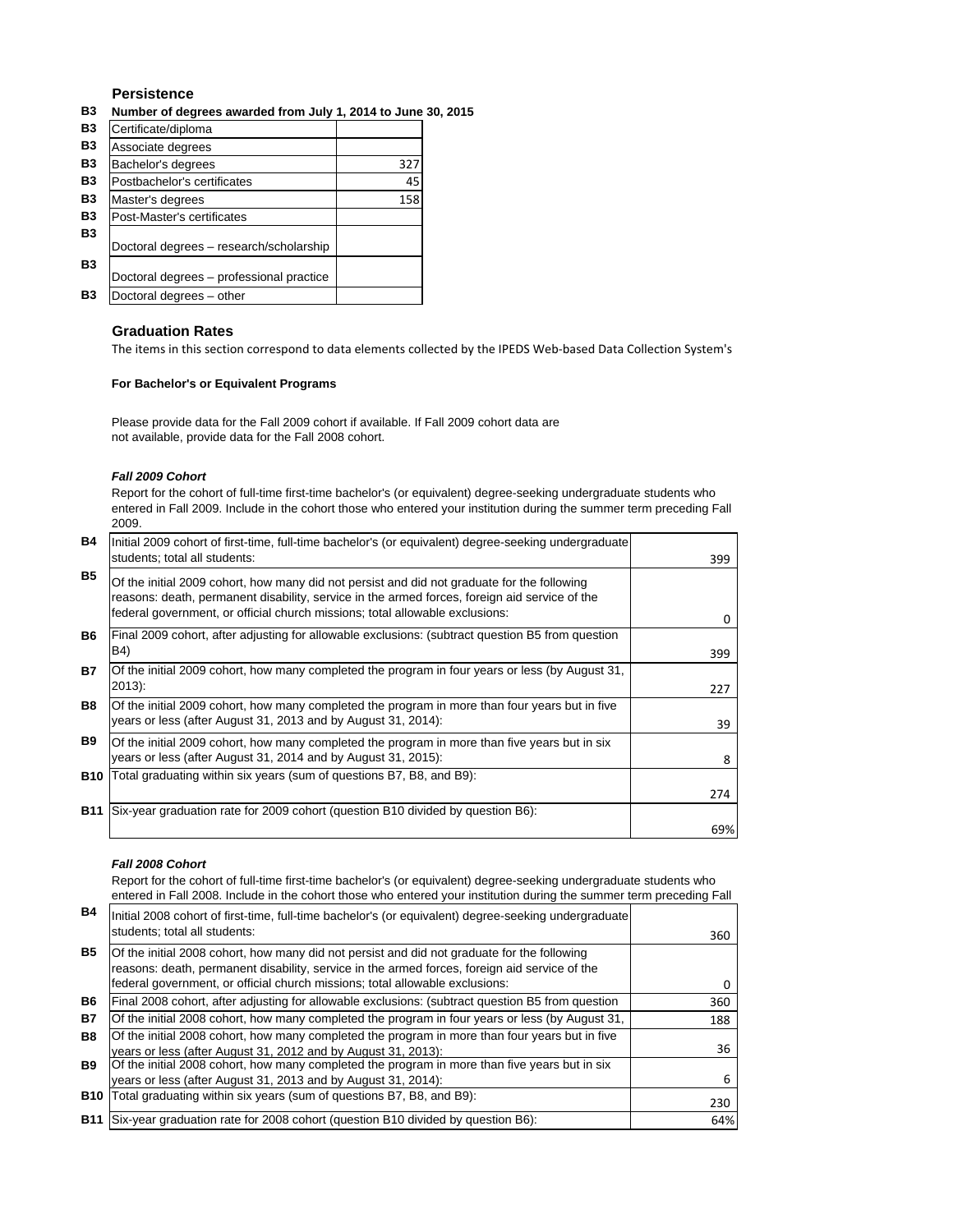## Persistence

**B3 Number of degrees awarded from July 1, 2014 to June 30, 2015**

| | | |
|---|---|---|
| B3 | Certificate/diploma | |
| B3 | Associate degrees | |
| B3 | Bachelor's degrees | 327 |
| B3 | Postbachelor's certificates | 45 |
| B3 | Master's degrees | 158 |
| B3 | Post-Master's certificates | |
| B3 | Doctoral degrees – research/scholarship | |
| B3 | Doctoral degrees – professional practice | |
| B3 | Doctoral degrees – other | |

## Graduation Rates

The items in this section correspond to data elements collected by the IPEDS Web-based Data Collection System's

**For Bachelor's or Equivalent Programs**

Please provide data for the Fall 2009 cohort if available. If Fall 2009 cohort data are not available, provide data for the Fall 2008 cohort.

***Fall 2009 Cohort***

Report for the cohort of full-time first-time bachelor's (or equivalent) degree-seeking undergraduate students who entered in Fall 2009. Include in the cohort those who entered your institution during the summer term preceding Fall 2009.

| | | |
|---|---|---|
| B4 | Initial 2009 cohort of first-time, full-time bachelor's (or equivalent) degree-seeking undergraduate students; total all students: | 399 |
| B5 | Of the initial 2009 cohort, how many did not persist and did not graduate for the following reasons: death, permanent disability, service in the armed forces, foreign aid service of the federal government, or official church missions; total allowable exclusions: | 0 |
| B6 | Final 2009 cohort, after adjusting for allowable exclusions: (subtract question B5 from question B4) | 399 |
| B7 | Of the initial 2009 cohort, how many completed the program in four years or less (by August 31, 2013): | 227 |
| B8 | Of the initial 2009 cohort, how many completed the program in more than four years but in five years or less (after August 31, 2013 and by August 31, 2014): | 39 |
| B9 | Of the initial 2009 cohort, how many completed the program in more than five years but in six years or less (after August 31, 2014 and by August 31, 2015): | 8 |
| B10 | Total graduating within six years (sum of questions B7, B8, and B9): | 274 |
| B11 | Six-year graduation rate for 2009 cohort (question B10 divided by question B6): | 69% |

***Fall 2008 Cohort***

Report for the cohort of full-time first-time bachelor's (or equivalent) degree-seeking undergraduate students who entered in Fall 2008. Include in the cohort those who entered your institution during the summer term preceding Fall

| | | |
|---|---|---|
| B4 | Initial 2008 cohort of first-time, full-time bachelor's (or equivalent) degree-seeking undergraduate students; total all students: | 360 |
| B5 | Of the initial 2008 cohort, how many did not persist and did not graduate for the following reasons: death, permanent disability, service in the armed forces, foreign aid service of the federal government, or official church missions; total allowable exclusions: | 0 |
| B6 | Final 2008 cohort, after adjusting for allowable exclusions: (subtract question B5 from question | 360 |
| B7 | Of the initial 2008 cohort, how many completed the program in four years or less (by August 31, | 188 |
| B8 | Of the initial 2008 cohort, how many completed the program in more than four years but in five years or less (after August 31, 2012 and by August 31, 2013): | 36 |
| B9 | Of the initial 2008 cohort, how many completed the program in more than five years but in six years or less (after August 31, 2013 and by August 31, 2014): | 6 |
| B10 | Total graduating within six years (sum of questions B7, B8, and B9): | 230 |
| B11 | Six-year graduation rate for 2008 cohort (question B10 divided by question B6): | 64% |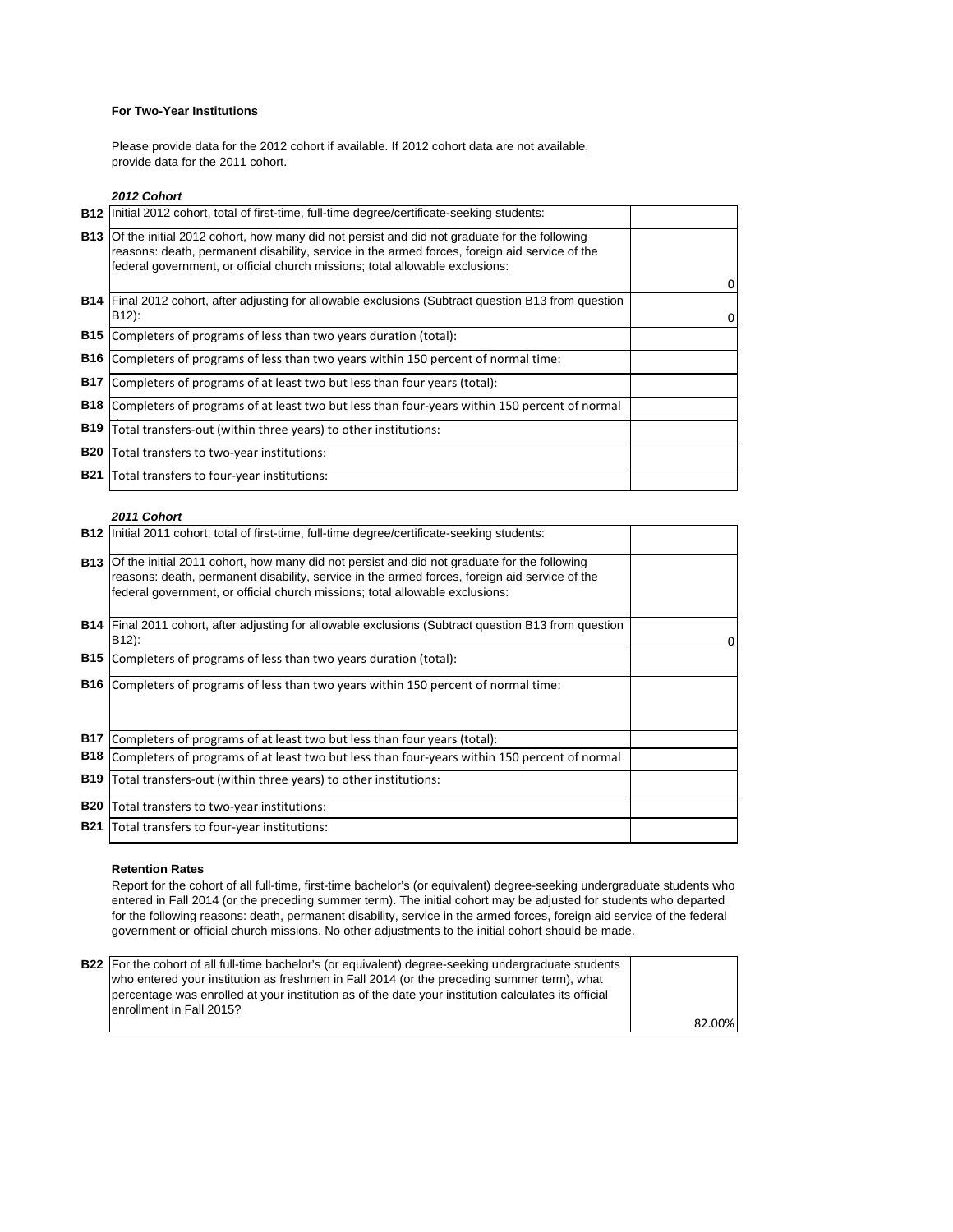**For Two-Year Institutions**

Please provide data for the 2012 cohort if available. If 2012 cohort data are not available, provide data for the 2011 cohort.

***2012 Cohort***

| | | |
|---|---|---|
| **B12** | Initial 2012 cohort, total of first-time, full-time degree/certificate-seeking students: | |
| **B13** | Of the initial 2012 cohort, how many did not persist and did not graduate for the following reasons: death, permanent disability, service in the armed forces, foreign aid service of the federal government, or official church missions; total allowable exclusions: | 0 |
| **B14** | Final 2012 cohort, after adjusting for allowable exclusions (Subtract question B13 from question B12): | 0 |
| **B15** | Completers of programs of less than two years duration (total): | |
| **B16** | Completers of programs of less than two years within 150 percent of normal time: | |
| **B17** | Completers of programs of at least two but less than four years (total): | |
| **B18** | Completers of programs of at least two but less than four-years within 150 percent of normal | |
| **B19** | Total transfers-out (within three years) to other institutions: | |
| **B20** | Total transfers to two-year institutions: | |
| **B21** | Total transfers to four-year institutions: | |

***2011 Cohort***

| | | |
|---|---|---|
| **B12** | Initial 2011 cohort, total of first-time, full-time degree/certificate-seeking students: | |
| **B13** | Of the initial 2011 cohort, how many did not persist and did not graduate for the following reasons: death, permanent disability, service in the armed forces, foreign aid service of the federal government, or official church missions; total allowable exclusions: | |
| **B14** | Final 2011 cohort, after adjusting for allowable exclusions (Subtract question B13 from question B12): | 0 |
| **B15** | Completers of programs of less than two years duration (total): | |
| **B16** | Completers of programs of less than two years within 150 percent of normal time: | |
| **B17** | Completers of programs of at least two but less than four years (total): | |
| **B18** | Completers of programs of at least two but less than four-years within 150 percent of normal | |
| **B19** | Total transfers-out (within three years) to other institutions: | |
| **B20** | Total transfers to two-year institutions: | |
| **B21** | Total transfers to four-year institutions: | |

**Retention Rates**

Report for the cohort of all full-time, first-time bachelor's (or equivalent) degree-seeking undergraduate students who entered in Fall 2014 (or the preceding summer term). The initial cohort may be adjusted for students who departed for the following reasons: death, permanent disability, service in the armed forces, foreign aid service of the federal government or official church missions. No other adjustments to the initial cohort should be made.

| | | |
|---|---|---|
| **B22** | For the cohort of all full-time bachelor's (or equivalent) degree-seeking undergraduate students who entered your institution as freshmen in Fall 2014 (or the preceding summer term), what percentage was enrolled at your institution as of the date your institution calculates its official enrollment in Fall 2015? | 82.00% |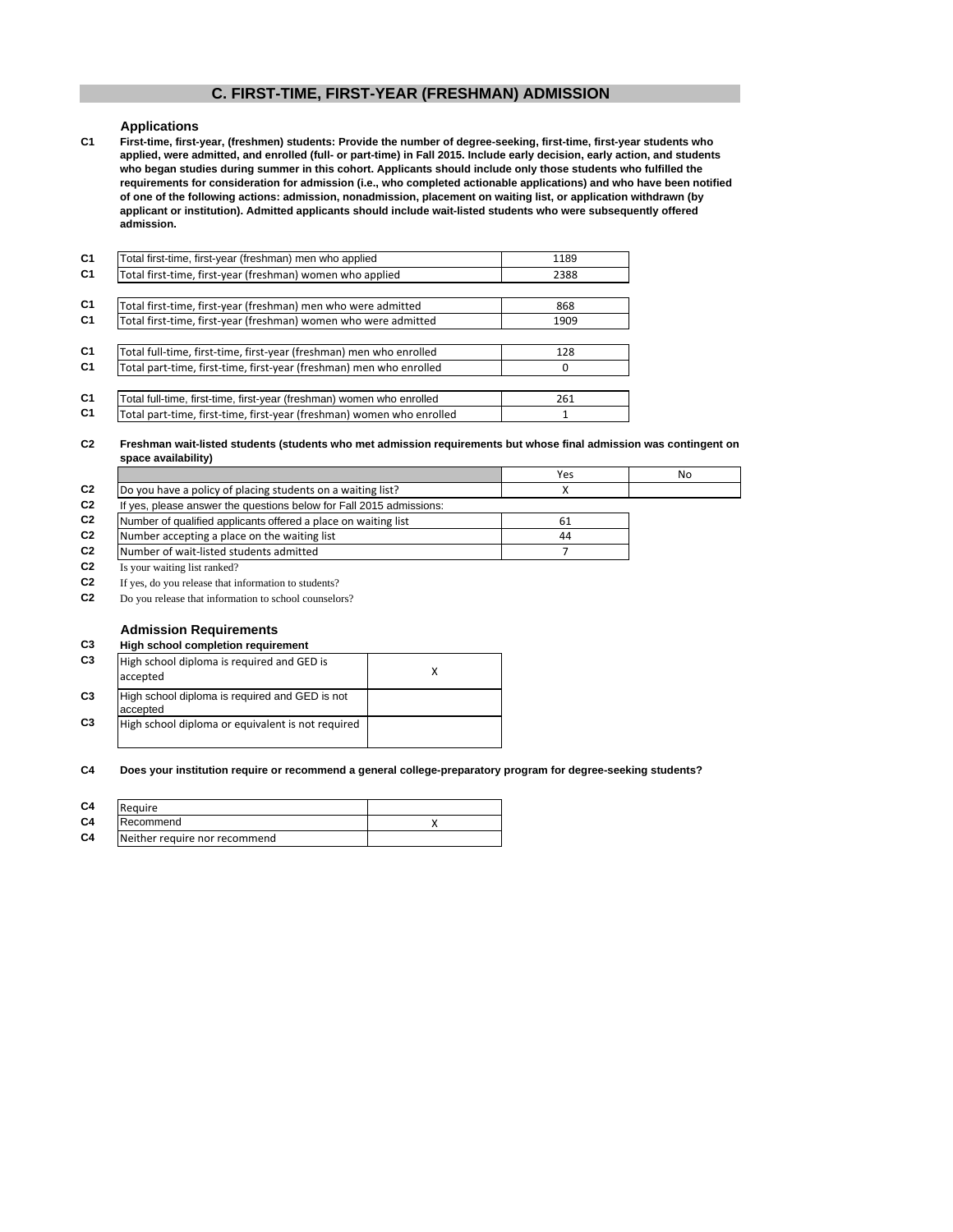# C. FIRST-TIME, FIRST-YEAR (FRESHMAN) ADMISSION

### Applications

**C1** **First-time, first-year, (freshmen) students: Provide the number of degree-seeking, first-time, first-year students who applied, were admitted, and enrolled (full- or part-time) in Fall 2015. Include early decision, early action, and students who began studies during summer in this cohort. Applicants should include only those students who fulfilled the requirements for consideration for admission (i.e., who completed actionable applications) and who have been notified of one of the following actions: admission, nonadmission, placement on waiting list, or application withdrawn (by applicant or institution). Admitted applicants should include wait-listed students who were subsequently offered admission.**

| | | |
|---|---|---|
| C1 | Total first-time, first-year (freshman) men who applied | 1189 |
| C1 | Total first-time, first-year (freshman) women who applied | 2388 |
| C1 | Total first-time, first-year (freshman) men who were admitted | 868 |
| C1 | Total first-time, first-year (freshman) women who were admitted | 1909 |
| C1 | Total full-time, first-time, first-year (freshman) men who enrolled | 128 |
| C1 | Total part-time, first-time, first-year (freshman) men who enrolled | 0 |
| C1 | Total full-time, first-time, first-year (freshman) women who enrolled | 261 |
| C1 | Total part-time, first-time, first-year (freshman) women who enrolled | 1 |

**C2** **Freshman wait-listed students (students who met admission requirements but whose final admission was contingent on space availability)**

| | | Yes | No |
|---|---|---|---|
| C2 | Do you have a policy of placing students on a waiting list? | X | |
| C2 | If yes, please answer the questions below for Fall 2015 admissions: | | |
| C2 | Number of qualified applicants offered a place on waiting list | 61 | |
| C2 | Number accepting a place on the waiting list | 44 | |
| C2 | Number of wait-listed students admitted | 7 | |
| C2 | Is your waiting list ranked? | | |
| C2 | If yes, do you release that information to students? | | |
| C2 | Do you release that information to school counselors? | | |

### Admission Requirements

**C3** **High school completion requirement**

| | | |
|---|---|---|
| C3 | High school diploma is required and GED is accepted | X |
| C3 | High school diploma is required and GED is not accepted | |
| C3 | High school diploma or equivalent is not required | |

**C4** **Does your institution require or recommend a general college-preparatory program for degree-seeking students?**

| | | |
|---|---|---|
| C4 | Require | |
| C4 | Recommend | X |
| C4 | Neither require nor recommend | |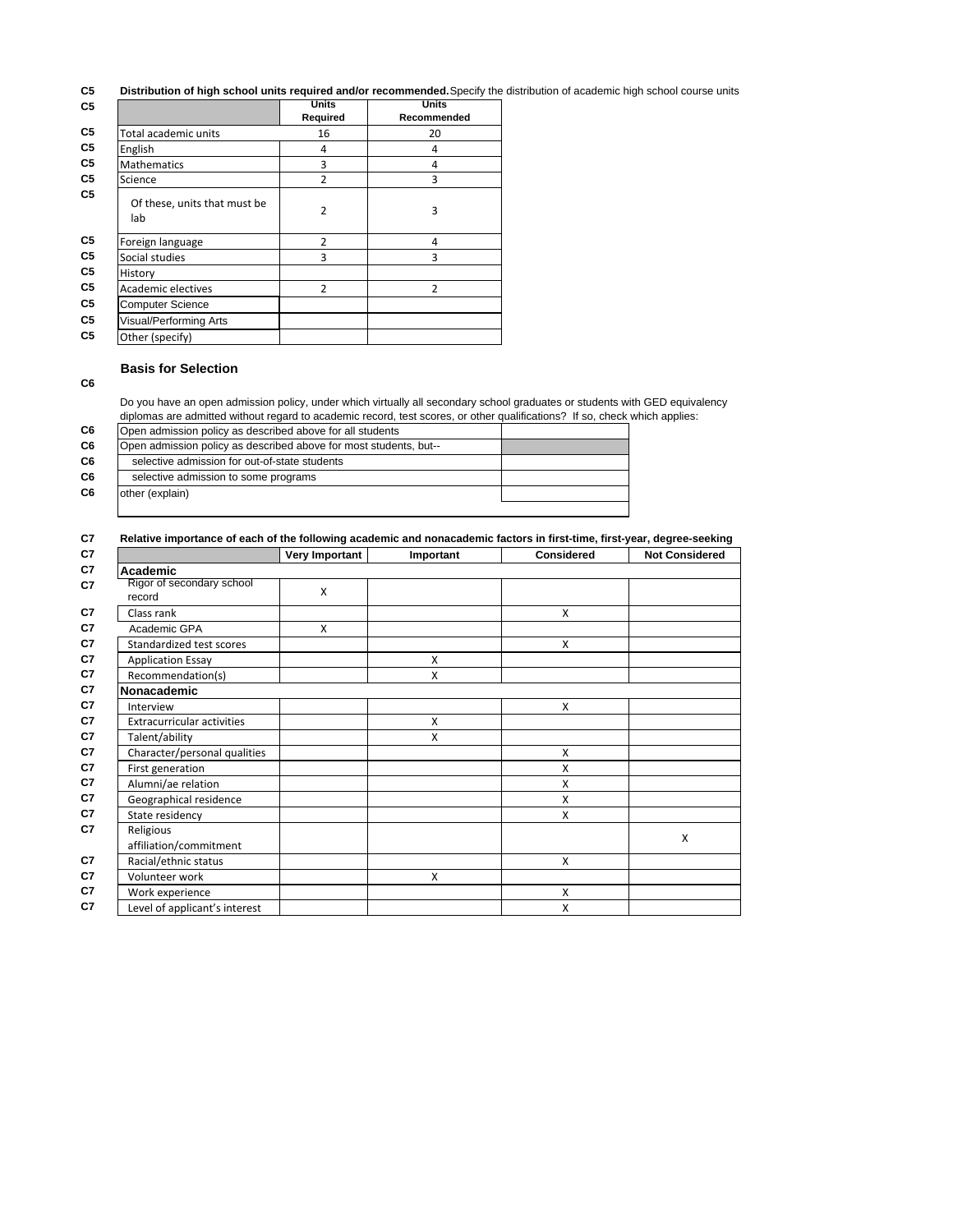C5 **Distribution of high school units required and/or recommended.** Specify the distribution of academic high school course units

| | Units Required | Units Recommended |
|---|---|---|
| Total academic units | 16 | 20 |
| English | 4 | 4 |
| Mathematics | 3 | 4 |
| Science | 2 | 3 |
| Of these, units that must be lab | 2 | 3 |
| Foreign language | 2 | 4 |
| Social studies | 3 | 3 |
| History | | |
| Academic electives | 2 | 2 |
| Computer Science | | |
| Visual/Performing Arts | | |
| Other (specify) | | |

## Basis for Selection

C6 Do you have an open admission policy, under which virtually all secondary school graduates or students with GED equivalency diplomas are admitted without regard to academic record, test scores, or other qualifications? If so, check which applies:

| | |
|---|---|
| Open admission policy as described above for all students | |
| Open admission policy as described above for most students, but-- | |
| selective admission for out-of-state students | |
| selective admission to some programs | |
| other (explain) | |

C7 **Relative importance of each of the following academic and nonacademic factors in first-time, first-year, degree-seeking**

| | Very Important | Important | Considered | Not Considered |
|---|---|---|---|---|
| **Academic** | | | | |
| Rigor of secondary school record | X | | | |
| Class rank | | | X | |
| Academic GPA | X | | | |
| Standardized test scores | | | X | |
| Application Essay | | X | | |
| Recommendation(s) | | X | | |
| **Nonacademic** | | | | |
| Interview | | | X | |
| Extracurricular activities | | X | | |
| Talent/ability | | X | | |
| Character/personal qualities | | | X | |
| First generation | | | X | |
| Alumni/ae relation | | | X | |
| Geographical residence | | | X | |
| State residency | | | X | |
| Religious affiliation/commitment | | | | X |
| Racial/ethnic status | | | X | |
| Volunteer work | | X | | |
| Work experience | | | X | |
| Level of applicant's interest | | | X | |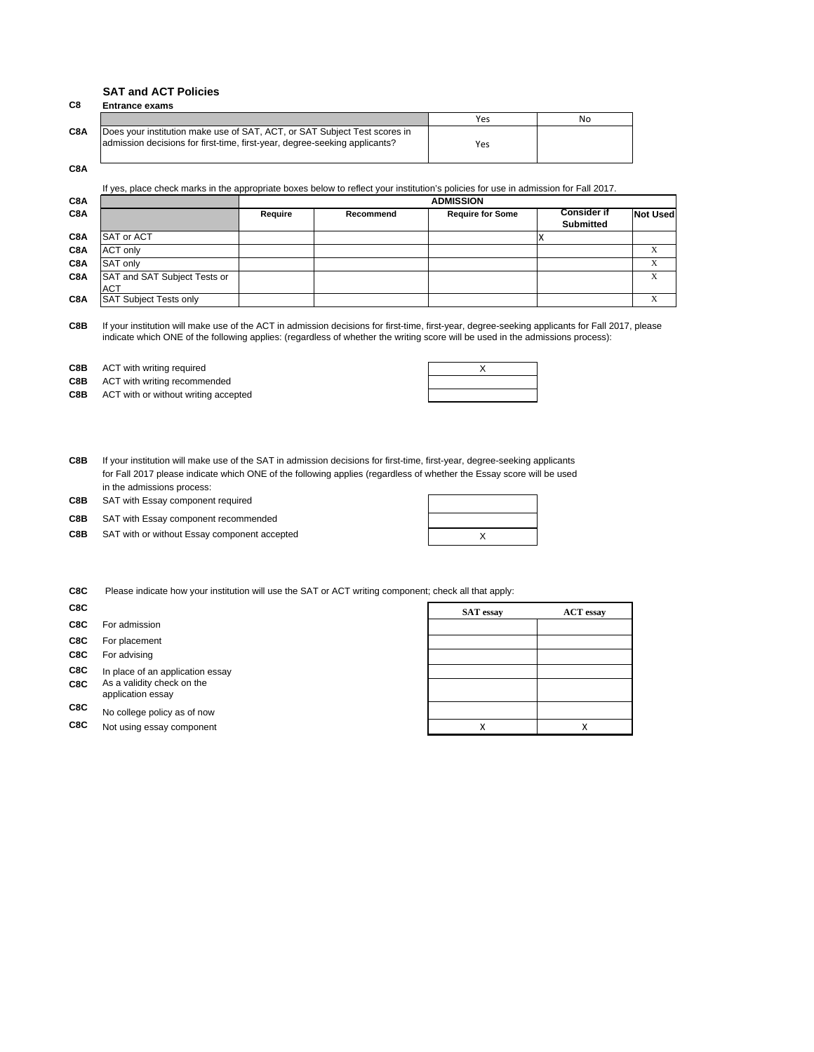## SAT and ACT Policies

**C8 Entrance exams**

| | | Yes | No |
|---|---|---|---|
| C8A | Does your institution make use of SAT, ACT, or SAT Subject Test scores in admission decisions for first-time, first-year, degree-seeking applicants? | Yes | |

C8A

C8A If yes, place check marks in the appropriate boxes below to reflect your institution's policies for use in admission for Fall 2017.

| | | ADMISSION | | | | |
|---|---|---|---|---|---|---|
| C8A | | **Require** | **Recommend** | **Require for Some** | **Consider if Submitted** | **Not Used** |
| C8A | SAT or ACT | | | | X | |
| C8A | ACT only | | | | | X |
| C8A | SAT only | | | | | X |
| C8A | SAT and SAT Subject Tests or ACT | | | | | X |
| C8A | SAT Subject Tests only | | | | | X |

C8B If your institution will make use of the ACT in admission decisions for first-time, first-year, degree-seeking applicants for Fall 2017, please indicate which ONE of the following applies: (regardless of whether the writing score will be used in the admissions process):

| | | |
|---|---|---|
| C8B | ACT with writing required | X |
| C8B | ACT with writing recommended | |
| C8B | ACT with or without writing accepted | |

C8B If your institution will make use of the SAT in admission decisions for first-time, first-year, degree-seeking applicants for Fall 2017 please indicate which ONE of the following applies (regardless of whether the Essay score will be used in the admissions process:

| | | |
|---|---|---|
| C8B | SAT with Essay component required | |
| C8B | SAT with Essay component recommended | |
| C8B | SAT with or without Essay component accepted | X |

C8C Please indicate how your institution will use the SAT or ACT writing component; check all that apply:

| | | SAT essay | ACT essay |
|---|---|---|---|
| C8C | For admission | | |
| C8C | For placement | | |
| C8C | For advising | | |
| C8C | In place of an application essay | | |
| C8C | As a validity check on the application essay | | |
| C8C | No college policy as of now | | |
| C8C | Not using essay component | X | X |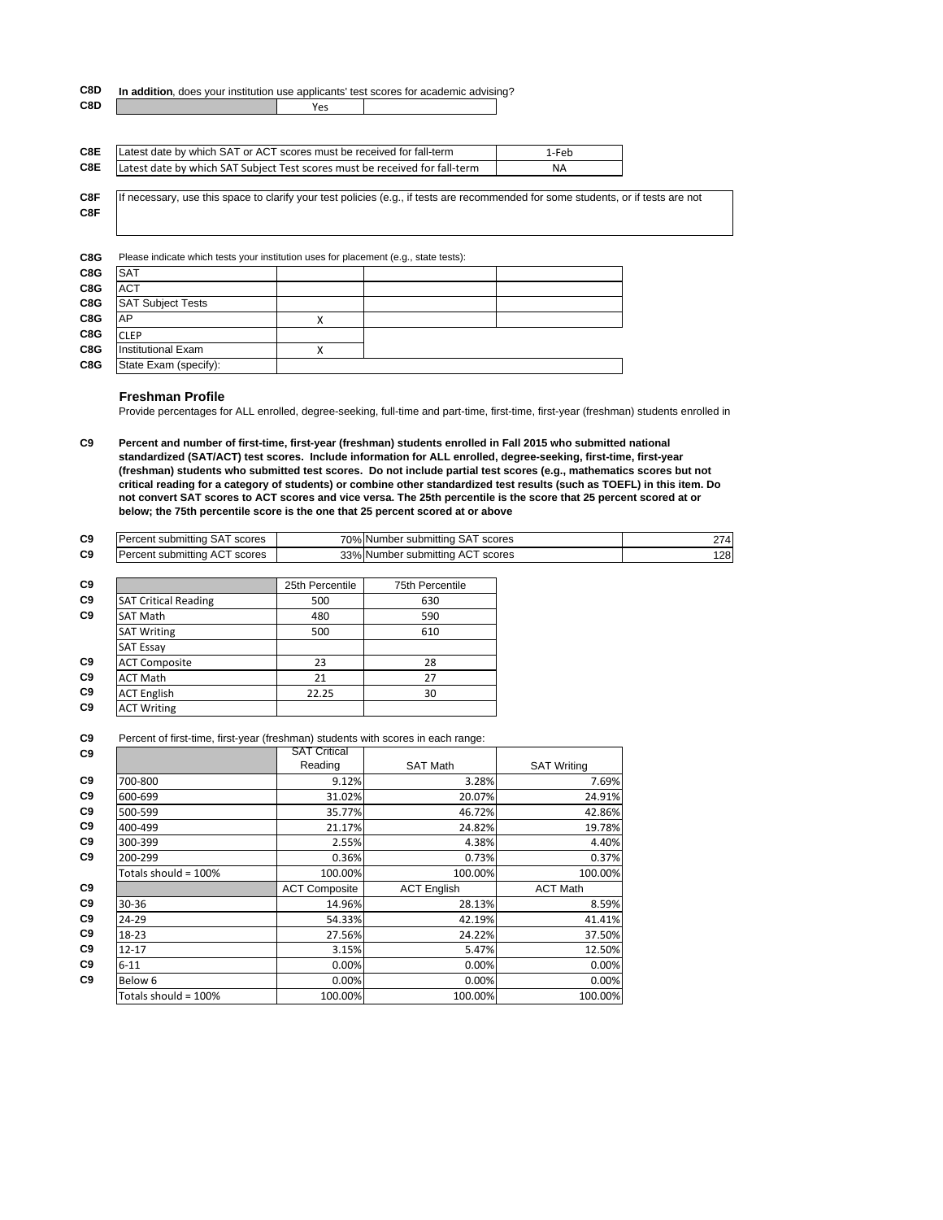**C8D** **In addition**, does your institution use applicants' test scores for academic advising?

| | | |
|---|---|---|
| C8D | | Yes |

| | | |
|---|---|---|
| C8E | Latest date by which SAT or ACT scores must be received for fall-term | 1-Feb |
| C8E | Latest date by which SAT Subject Test scores must be received for fall-term | NA |

**C8F** If necessary, use this space to clarify your test policies (e.g., if tests are recommended for some students, or if tests are not

**C8G** Please indicate which tests your institution uses for placement (e.g., state tests):

| | | | | |
|---|---|---|---|---|
| C8G | SAT | | | |
| C8G | ACT | | | |
| C8G | SAT Subject Tests | | | |
| C8G | AP | X | | |
| C8G | CLEP | | | |
| C8G | Institutional Exam | X | | |
| C8G | State Exam (specify): | | | |

### Freshman Profile

Provide percentages for ALL enrolled, degree-seeking, full-time and part-time, first-time, first-year (freshman) students enrolled in

**C9** **Percent and number of first-time, first-year (freshman) students enrolled in Fall 2015 who submitted national standardized (SAT/ACT) test scores. Include information for ALL enrolled, degree-seeking, first-time, first-year (freshman) students who submitted test scores. Do not include partial test scores (e.g., mathematics scores but not critical reading for a category of students) or combine other standardized test results (such as TOEFL) in this item. Do not convert SAT scores to ACT scores and vice versa. The 25th percentile is the score that 25 percent scored at or below; the 75th percentile score is the one that 25 percent scored at or above**

| | | | | |
|---|---|---|---|---|
| C9 | Percent submitting SAT scores | 70% | Number submitting SAT scores | 274 |
| C9 | Percent submitting ACT scores | 33% | Number submitting ACT scores | 128 |

| | | 25th Percentile | 75th Percentile |
|---|---|---|---|
| C9 | SAT Critical Reading | 500 | 630 |
| C9 | SAT Math | 480 | 590 |
| | SAT Writing | 500 | 610 |
| | SAT Essay | | |
| C9 | ACT Composite | 23 | 28 |
| C9 | ACT Math | 21 | 27 |
| C9 | ACT English | 22.25 | 30 |
| C9 | ACT Writing | | |

**C9** Percent of first-time, first-year (freshman) students with scores in each range:

| | | SAT Critical Reading | SAT Math | SAT Writing |
|---|---|---|---|---|
| C9 | 700-800 | 9.12% | 3.28% | 7.69% |
| C9 | 600-699 | 31.02% | 20.07% | 24.91% |
| C9 | 500-599 | 35.77% | 46.72% | 42.86% |
| C9 | 400-499 | 21.17% | 24.82% | 19.78% |
| C9 | 300-399 | 2.55% | 4.38% | 4.40% |
| C9 | 200-299 | 0.36% | 0.73% | 0.37% |
| | Totals should = 100% | 100.00% | 100.00% | 100.00% |
| C9 | | ACT Composite | ACT English | ACT Math |
| C9 | 30-36 | 14.96% | 28.13% | 8.59% |
| C9 | 24-29 | 54.33% | 42.19% | 41.41% |
| C9 | 18-23 | 27.56% | 24.22% | 37.50% |
| C9 | 12-17 | 3.15% | 5.47% | 12.50% |
| C9 | 6-11 | 0.00% | 0.00% | 0.00% |
| C9 | Below 6 | 0.00% | 0.00% | 0.00% |
| | Totals should = 100% | 100.00% | 100.00% | 100.00% |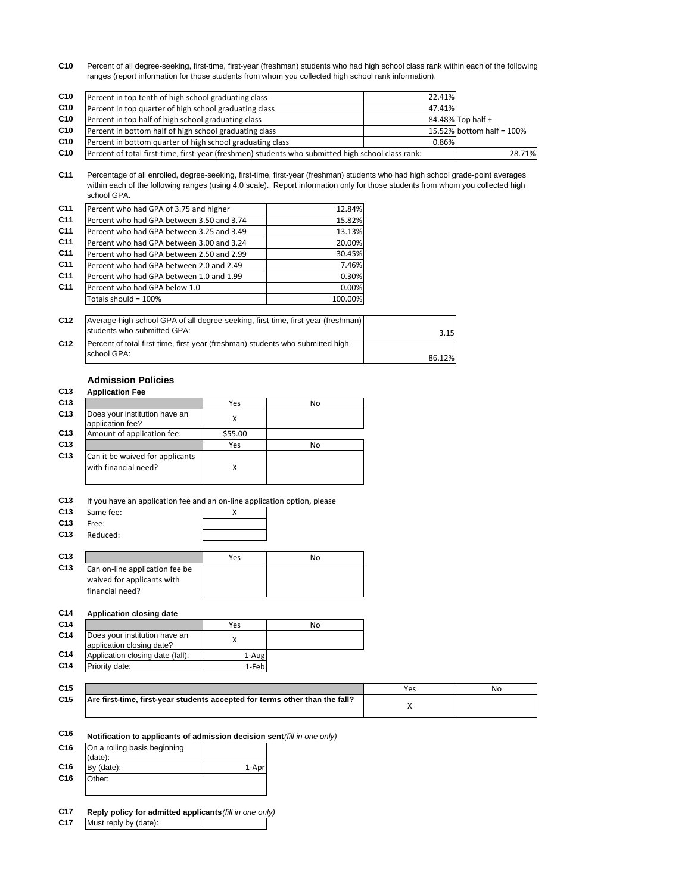**C10** Percent of all degree-seeking, first-time, first-year (freshman) students who had high school class rank within each of the following ranges (report information for those students from whom you collected high school rank information).

| | | | |
|---|---|---|---|
| C10 | Percent in top tenth of high school graduating class | 22.41% | |
| C10 | Percent in top quarter of high school graduating class | 47.41% | |
| C10 | Percent in top half of high school graduating class | 84.48% | Top half + |
| C10 | Percent in bottom half of high school graduating class | 15.52% | bottom half = 100% |
| C10 | Percent in bottom quarter of high school graduating class | 0.86% | |
| C10 | Percent of total first-time, first-year (freshmen) students who submitted high school class rank: | | 28.71% |

**C11** Percentage of all enrolled, degree-seeking, first-time, first-year (freshman) students who had high school grade-point averages within each of the following ranges (using 4.0 scale). Report information only for those students from whom you collected high school GPA.

| | | |
|---|---|---|
| C11 | Percent who had GPA of 3.75 and higher | 12.84% |
| C11 | Percent who had GPA between 3.50 and 3.74 | 15.82% |
| C11 | Percent who had GPA between 3.25 and 3.49 | 13.13% |
| C11 | Percent who had GPA between 3.00 and 3.24 | 20.00% |
| C11 | Percent who had GPA between 2.50 and 2.99 | 30.45% |
| C11 | Percent who had GPA between 2.0 and 2.49 | 7.46% |
| C11 | Percent who had GPA between 1.0 and 1.99 | 0.30% |
| C11 | Percent who had GPA below 1.0 | 0.00% |
| | Totals should = 100% | 100.00% |

| | | |
|---|---|---|
| C12 | Average high school GPA of all degree-seeking, first-time, first-year (freshman) students who submitted GPA: | 3.15 |
| C12 | Percent of total first-time, first-year (freshman) students who submitted high school GPA: | 86.12% |

## Admission Policies

**C13 Application Fee**

| | | Yes | No |
|---|---|---|---|
| C13 | Does your institution have an application fee? | X | |
| C13 | Amount of application fee: | $55.00 | |
| C13 | | Yes | No |
| C13 | Can it be waived for applicants with financial need? | X | |

**C13** If you have an application fee and an on-line application option, please

| | | |
|---|---|---|
| C13 | Same fee: | X |
| C13 | Free: | |
| C13 | Reduced: | |

| | | Yes | No |
|---|---|---|---|
| C13 | Can on-line application fee be waived for applicants with financial need? | | |

**C14 Application closing date**

| | | Yes | No |
|---|---|---|---|
| C14 | Does your institution have an application closing date? | X | |
| C14 | Application closing date (fall): | 1-Aug | |
| C14 | Priority date: | 1-Feb | |

| | | Yes | No |
|---|---|---|---|
| C15 | **Are first-time, first-year students accepted for terms other than the fall?** | X | |

**C16 Notification to applicants of admission decision sent** *(fill in one only)*

| | | |
|---|---|---|
| C16 | On a rolling basis beginning (date): | |
| C16 | By (date): | 1-Apr |
| C16 | Other: | |

**C17 Reply policy for admitted applicants** *(fill in one only)*

| | | |
|---|---|---|
| C17 | Must reply by (date): | |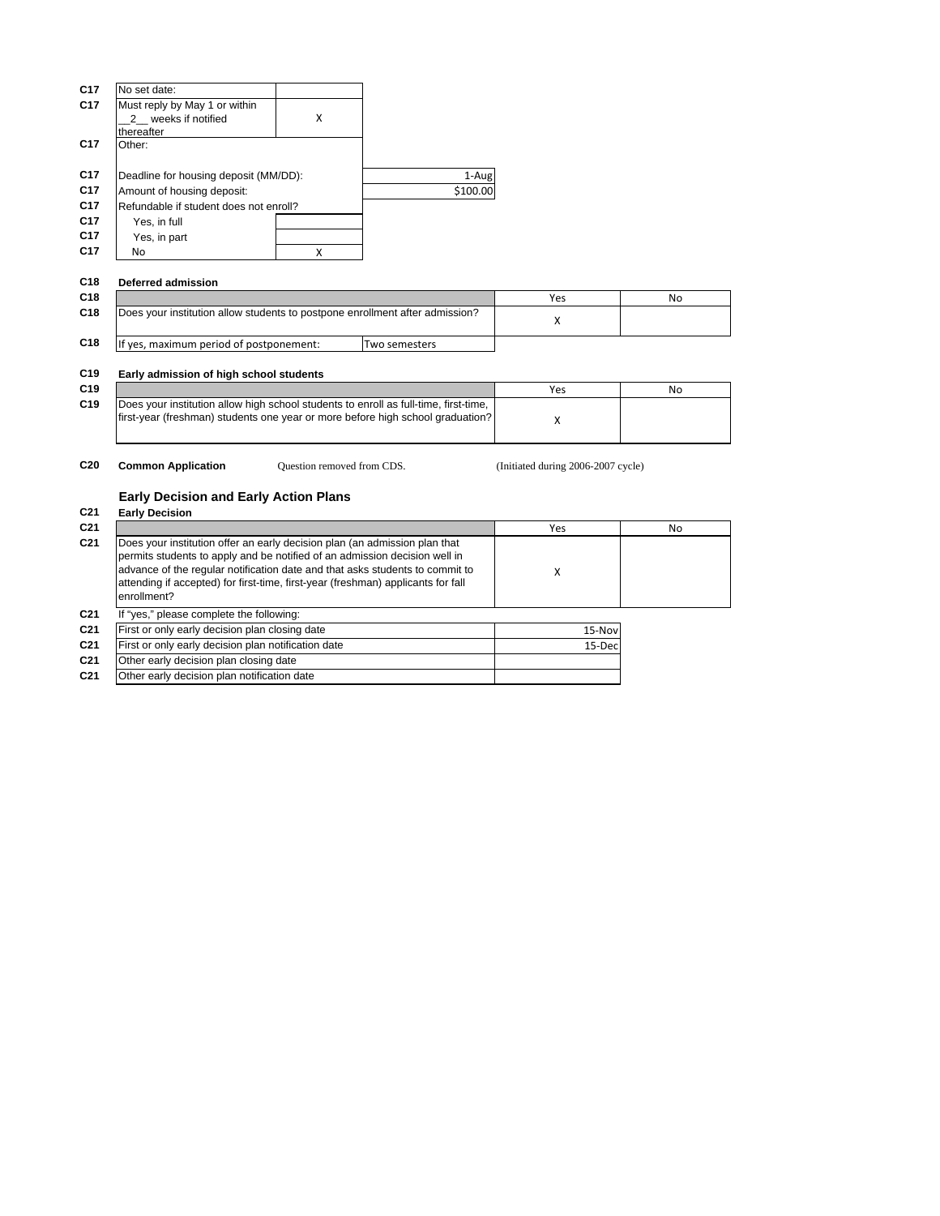| | | |
|---|---|---|
| C17 | No set date: | |
| C17 | Must reply by May 1 or within __2__ weeks if notified thereafter | X |
| C17 | Other: | |

| | | |
|---|---|---|
| C17 | Deadline for housing deposit (MM/DD): | 1-Aug |
| C17 | Amount of housing deposit: | $100.00 |
| C17 | Refundable if student does not enroll? | |
| C17 | Yes, in full | |
| C17 | Yes, in part | |
| C17 | No | X |

**C18 Deferred admission**

| | | Yes | No |
|---|---|---|---|
| C18 | Does your institution allow students to postpone enrollment after admission? | X | |
| C18 | If yes, maximum period of postponement: Two semesters | | |

**C19 Early admission of high school students**

| | | Yes | No |
|---|---|---|---|
| C19 | Does your institution allow high school students to enroll as full-time, first-time, first-year (freshman) students one year or more before high school graduation? | X | |

**C20 Common Application** Question removed from CDS. (Initiated during 2006-2007 cycle)

## Early Decision and Early Action Plans

**C21 Early Decision**

| | | Yes | No |
|---|---|---|---|
| C21 | Does your institution offer an early decision plan (an admission plan that permits students to apply and be notified of an admission decision well in advance of the regular notification date and that asks students to commit to attending if accepted) for first-time, first-year (freshman) applicants for fall enrollment? | X | |

C21 If "yes," please complete the following:

| | | |
|---|---|---|
| C21 | First or only early decision plan closing date | 15-Nov |
| C21 | First or only early decision plan notification date | 15-Dec |
| C21 | Other early decision plan closing date | |
| C21 | Other early decision plan notification date | |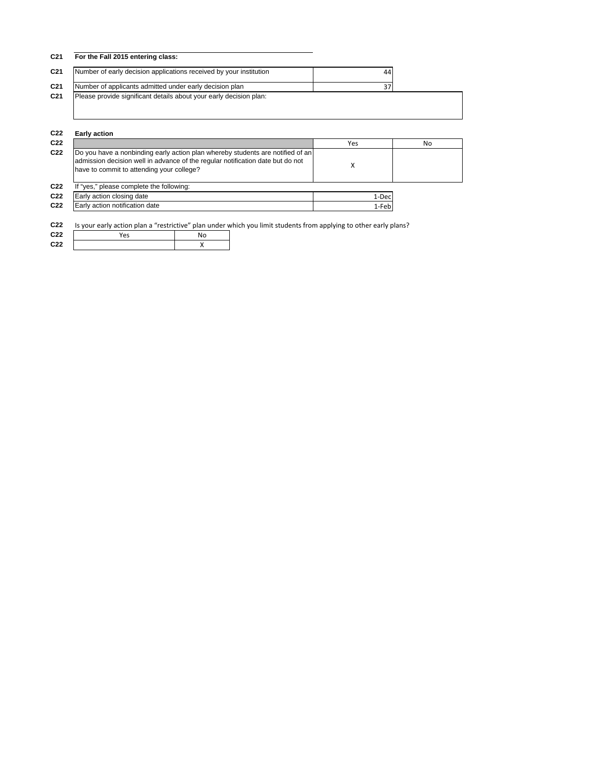**C21 For the Fall 2015 entering class:**

| Code | Item | Value |
|---|---|---|
| C21 | Number of early decision applications received by your institution | 44 |
| C21 | Number of applicants admitted under early decision plan | 37 |
| C21 | Please provide significant details about your early decision plan: | |

**C22 Early action**

| Code | | Yes | No |
|---|---|---|---|
| C22 | Do you have a nonbinding early action plan whereby students are notified of an admission decision well in advance of the regular notification date but do not have to commit to attending your college? | X | |

C22 If "yes," please complete the following:

| Code | Item | Value |
|---|---|---|
| C22 | Early action closing date | 1-Dec |
| C22 | Early action notification date | 1-Feb |

C22 Is your early action plan a "restrictive" plan under which you limit students from applying to other early plans?

| Yes | No |
|---|---|
| | X |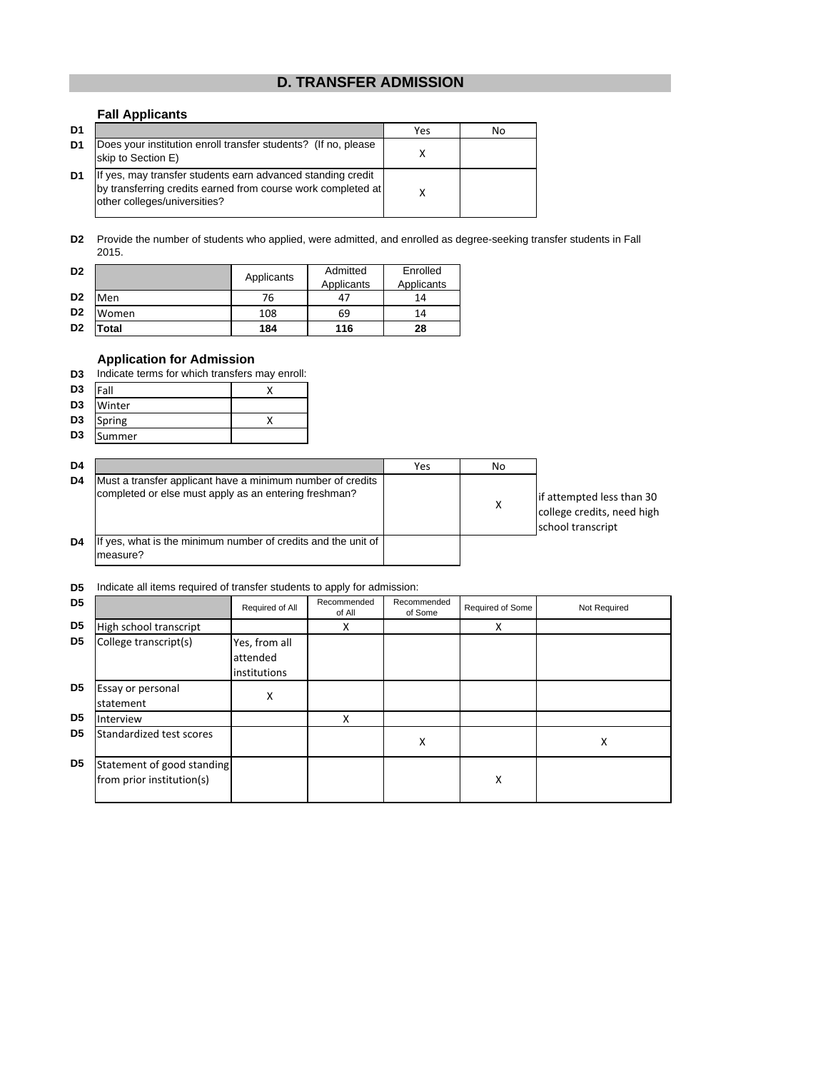## D. TRANSFER ADMISSION

### Fall Applicants

| | | Yes | No |
|---|---|---|---|
| D1 | Does your institution enroll transfer students? (If no, please skip to Section E) | X | |
| D1 | If yes, may transfer students earn advanced standing credit by transferring credits earned from course work completed at other colleges/universities? | X | |

**D2** Provide the number of students who applied, were admitted, and enrolled as degree-seeking transfer students in Fall 2015.

| | | Applicants | Admitted Applicants | Enrolled Applicants |
|---|---|---|---|---|
| D2 | Men | 76 | 47 | 14 |
| D2 | Women | 108 | 69 | 14 |
| D2 | **Total** | **184** | **116** | **28** |

### Application for Admission

**D3** Indicate terms for which transfers may enroll:

| | | |
|---|---|---|
| D3 | Fall | X |
| D3 | Winter | |
| D3 | Spring | X |
| D3 | Summer | |

| | | Yes | No | |
|---|---|---|---|---|
| D4 | Must a transfer applicant have a minimum number of credits completed or else must apply as an entering freshman? | | X | if attempted less than 30 college credits, need high school transcript |
| D4 | If yes, what is the minimum number of credits and the unit of measure? | | | |

**D5** Indicate all items required of transfer students to apply for admission:

| | | Required of All | Recommended of All | Recommended of Some | Required of Some | Not Required |
|---|---|---|---|---|---|---|
| D5 | High school transcript | | X | | X | |
| D5 | College transcript(s) | Yes, from all attended institutions | | | | |
| D5 | Essay or personal statement | X | | | | |
| D5 | Interview | | X | | | |
| D5 | Standardized test scores | | | X | | X |
| D5 | Statement of good standing from prior institution(s) | | | | X | |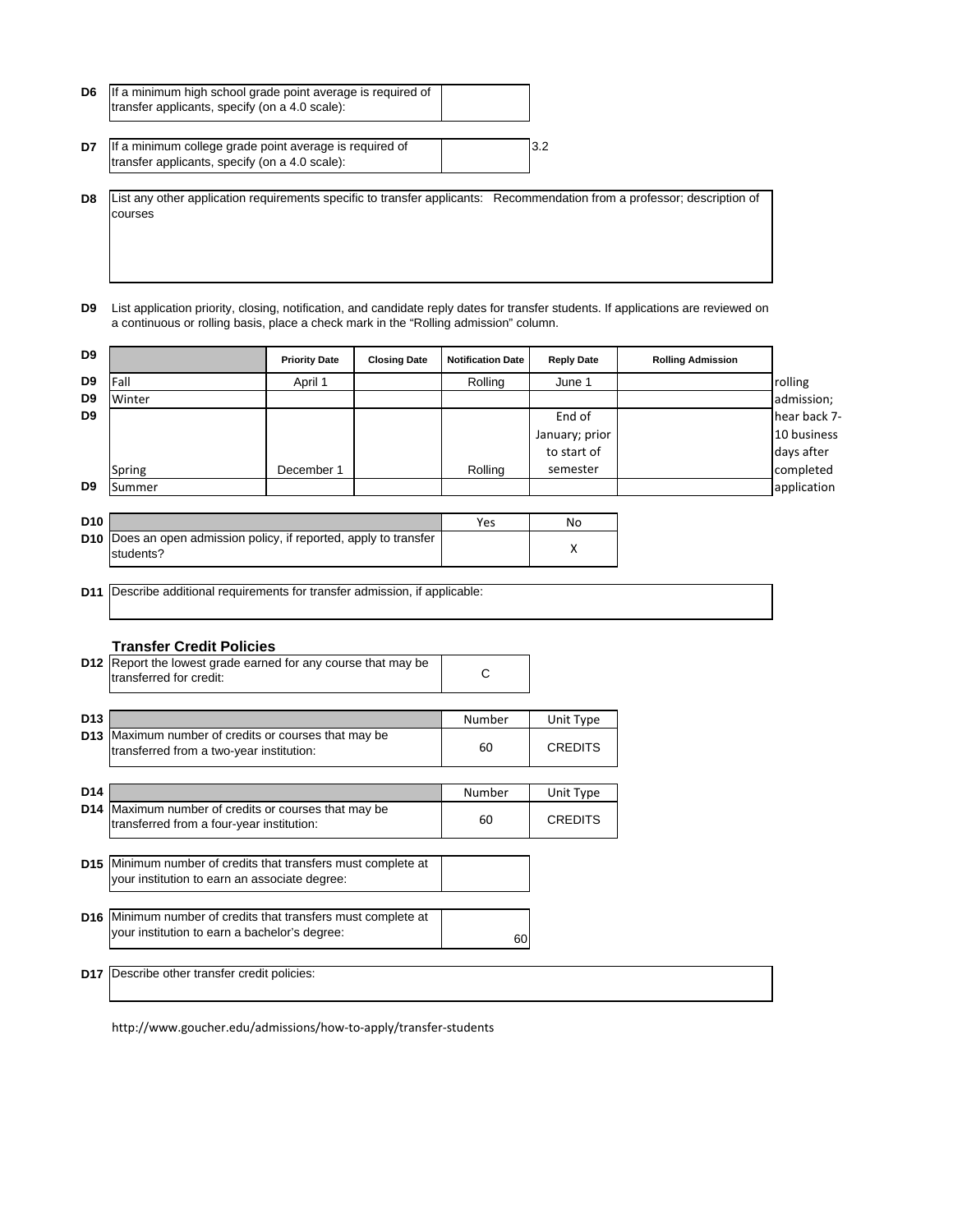**D6** If a minimum high school grade point average is required of transfer applicants, specify (on a 4.0 scale):

**D7** If a minimum college grade point average is required of transfer applicants, specify (on a 4.0 scale): 3.2

**D8** List any other application requirements specific to transfer applicants: Recommendation from a professor; description of courses

**D9** List application priority, closing, notification, and candidate reply dates for transfer students. If applications are reviewed on a continuous or rolling basis, place a check mark in the "Rolling admission" column.

| D9 | | Priority Date | Closing Date | Notification Date | Reply Date | Rolling Admission | |
|---|---|---|---|---|---|---|---|
| D9 | Fall | April 1 | | Rolling | June 1 | | rolling admission; hear back 7-10 business days after completed application |
| D9 | Winter | | | | | | |
| D9 | Spring | December 1 | | Rolling | End of January; prior to start of semester | | |
| D9 | Summer | | | | | | |

| D10 | | Yes | No |
|---|---|---|---|
| D10 | Does an open admission policy, if reported, apply to transfer students? | | X |

**D11** Describe additional requirements for transfer admission, if applicable:

### Transfer Credit Policies

**D12** Report the lowest grade earned for any course that may be transferred for credit: C

| D13 | | Number | Unit Type |
|---|---|---|---|
| D13 | Maximum number of credits or courses that may be transferred from a two-year institution: | 60 | CREDITS |

| D14 | | Number | Unit Type |
|---|---|---|---|
| D14 | Maximum number of credits or courses that may be transferred from a four-year institution: | 60 | CREDITS |

**D15** Minimum number of credits that transfers must complete at your institution to earn an associate degree:

**D16** Minimum number of credits that transfers must complete at your institution to earn a bachelor's degree: 60

**D17** Describe other transfer credit policies:

http://www.goucher.edu/admissions/how-to-apply/transfer-students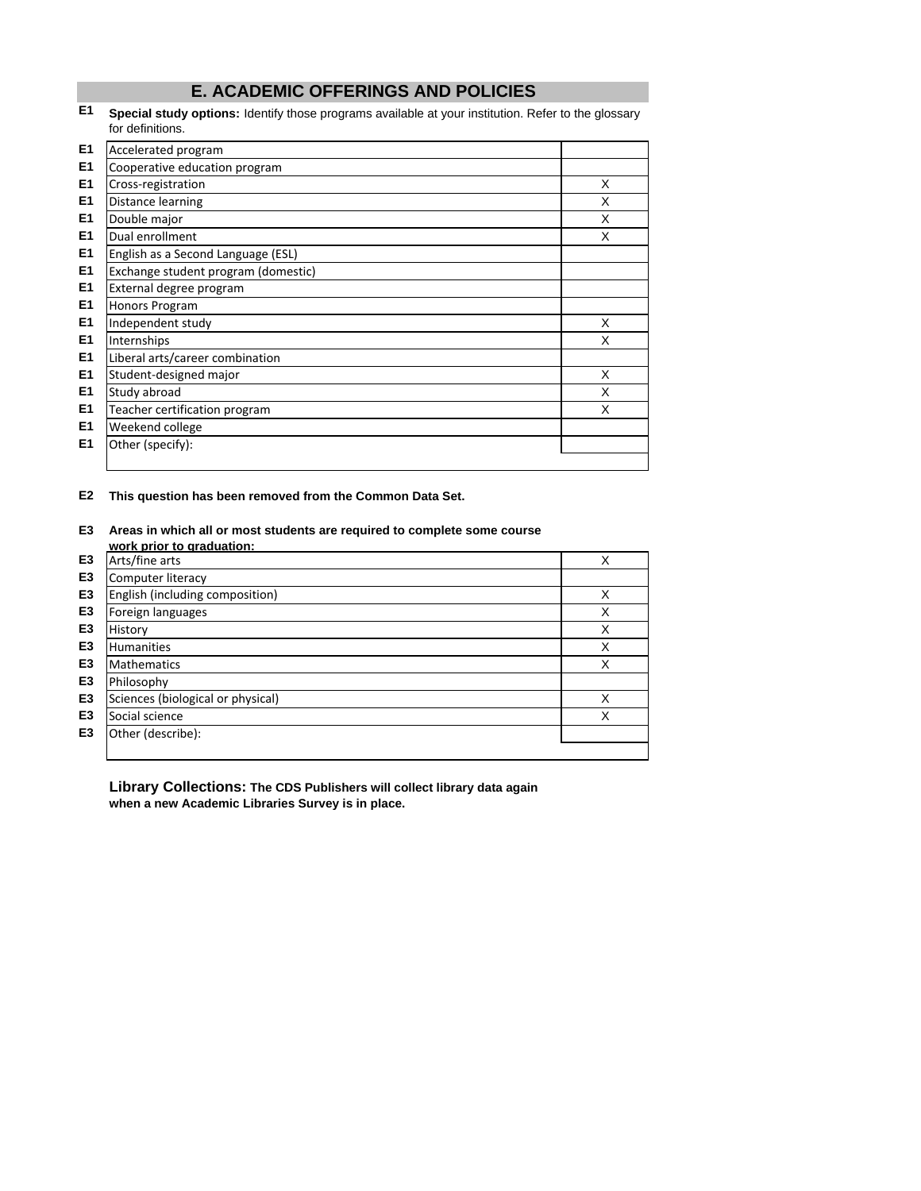# E. ACADEMIC OFFERINGS AND POLICIES

**E1** **Special study options:** Identify those programs available at your institution. Refer to the glossary for definitions.

| | | |
|---|---|---|
| E1 | Accelerated program | |
| E1 | Cooperative education program | |
| E1 | Cross-registration | X |
| E1 | Distance learning | X |
| E1 | Double major | X |
| E1 | Dual enrollment | X |
| E1 | English as a Second Language (ESL) | |
| E1 | Exchange student program (domestic) | |
| E1 | External degree program | |
| E1 | Honors Program | |
| E1 | Independent study | X |
| E1 | Internships | X |
| E1 | Liberal arts/career combination | |
| E1 | Student-designed major | X |
| E1 | Study abroad | X |
| E1 | Teacher certification program | X |
| E1 | Weekend college | |
| E1 | Other (specify): | |

**E2** **This question has been removed from the Common Data Set.**

**E3** **Areas in which all or most students are required to complete some course work prior to graduation:**

| | | |
|---|---|---|
| E3 | Arts/fine arts | X |
| E3 | Computer literacy | |
| E3 | English (including composition) | X |
| E3 | Foreign languages | X |
| E3 | History | X |
| E3 | Humanities | X |
| E3 | Mathematics | X |
| E3 | Philosophy | |
| E3 | Sciences (biological or physical) | X |
| E3 | Social science | X |
| E3 | Other (describe): | |

**Library Collections: The CDS Publishers will collect library data again when a new Academic Libraries Survey is in place.**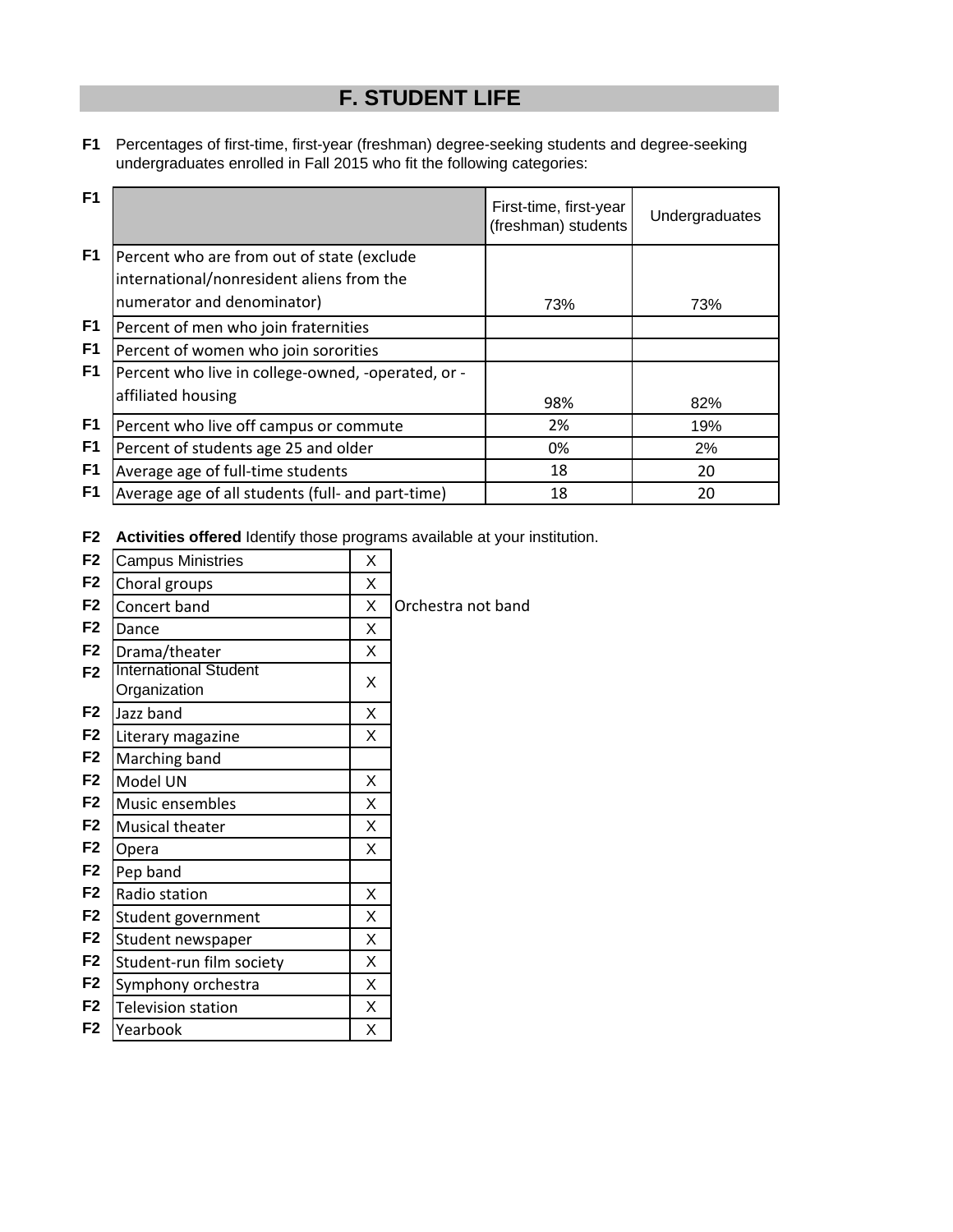# F. STUDENT LIFE

**F1** Percentages of first-time, first-year (freshman) degree-seeking students and degree-seeking undergraduates enrolled in Fall 2015 who fit the following categories:

| | First-time, first-year (freshman) students | Undergraduates |
|---|---|---|
| Percent who are from out of state (exclude international/nonresident aliens from the numerator and denominator) | 73% | 73% |
| Percent of men who join fraternities | | |
| Percent of women who join sororities | | |
| Percent who live in college-owned, -operated, or -affiliated housing | 98% | 82% |
| Percent who live off campus or commute | 2% | 19% |
| Percent of students age 25 and older | 0% | 2% |
| Average age of full-time students | 18 | 20 |
| Average age of all students (full- and part-time) | 18 | 20 |

**F2** **Activities offered** Identify those programs available at your institution.

| Activity | Offered | Notes |
|---|---|---|
| Campus Ministries | X | |
| Choral groups | X | |
| Concert band | X | Orchestra not band |
| Dance | X | |
| Drama/theater | X | |
| International Student Organization | X | |
| Jazz band | X | |
| Literary magazine | X | |
| Marching band | | |
| Model UN | X | |
| Music ensembles | X | |
| Musical theater | X | |
| Opera | X | |
| Pep band | | |
| Radio station | X | |
| Student government | X | |
| Student newspaper | X | |
| Student-run film society | X | |
| Symphony orchestra | X | |
| Television station | X | |
| Yearbook | X | |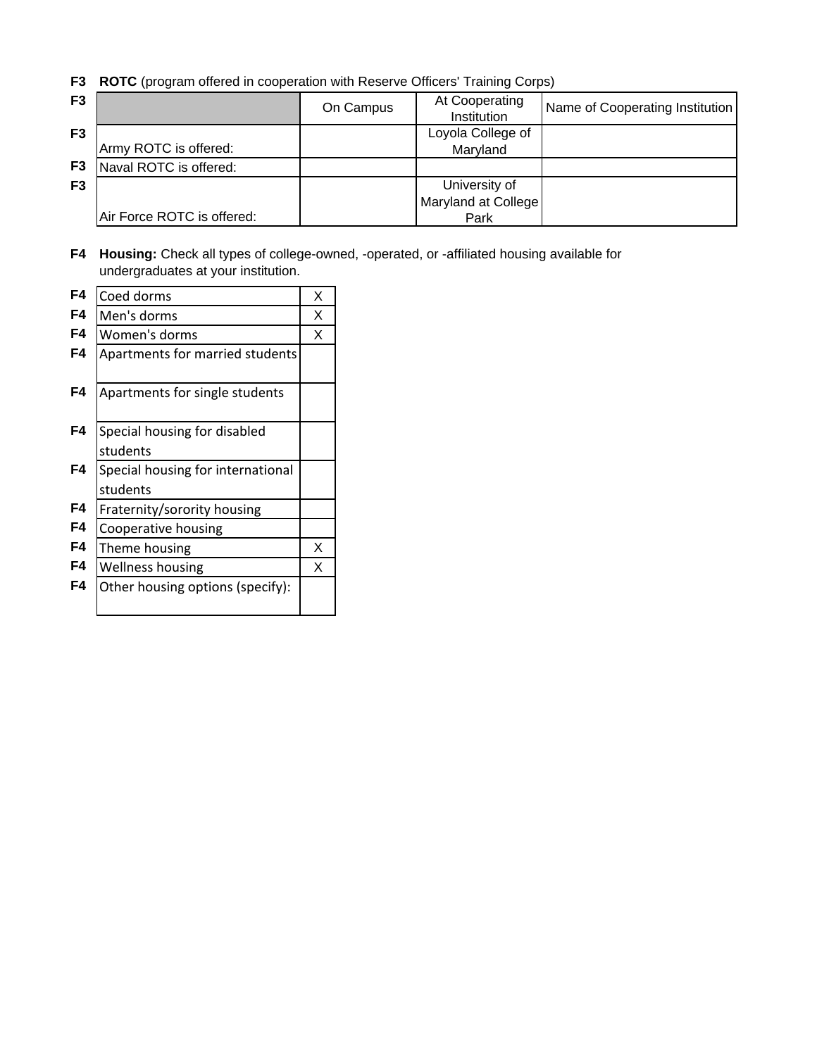**F3 ROTC** (program offered in cooperation with Reserve Officers' Training Corps)

| F3 | | On Campus | At Cooperating Institution | Name of Cooperating Institution |
|---|---|---|---|---|
| F3 | Army ROTC is offered: | | Loyola College of Maryland | |
| F3 | Naval ROTC is offered: | | | |
| F3 | Air Force ROTC is offered: | | University of Maryland at College Park | |

**F4 Housing:** Check all types of college-owned, -operated, or -affiliated housing available for undergraduates at your institution.

| F4 | Housing type | |
|---|---|---|
| F4 | Coed dorms | X |
| F4 | Men's dorms | X |
| F4 | Women's dorms | X |
| F4 | Apartments for married students | |
| F4 | Apartments for single students | |
| F4 | Special housing for disabled students | |
| F4 | Special housing for international students | |
| F4 | Fraternity/sorority housing | |
| F4 | Cooperative housing | |
| F4 | Theme housing | X |
| F4 | Wellness housing | X |
| F4 | Other housing options (specify): | |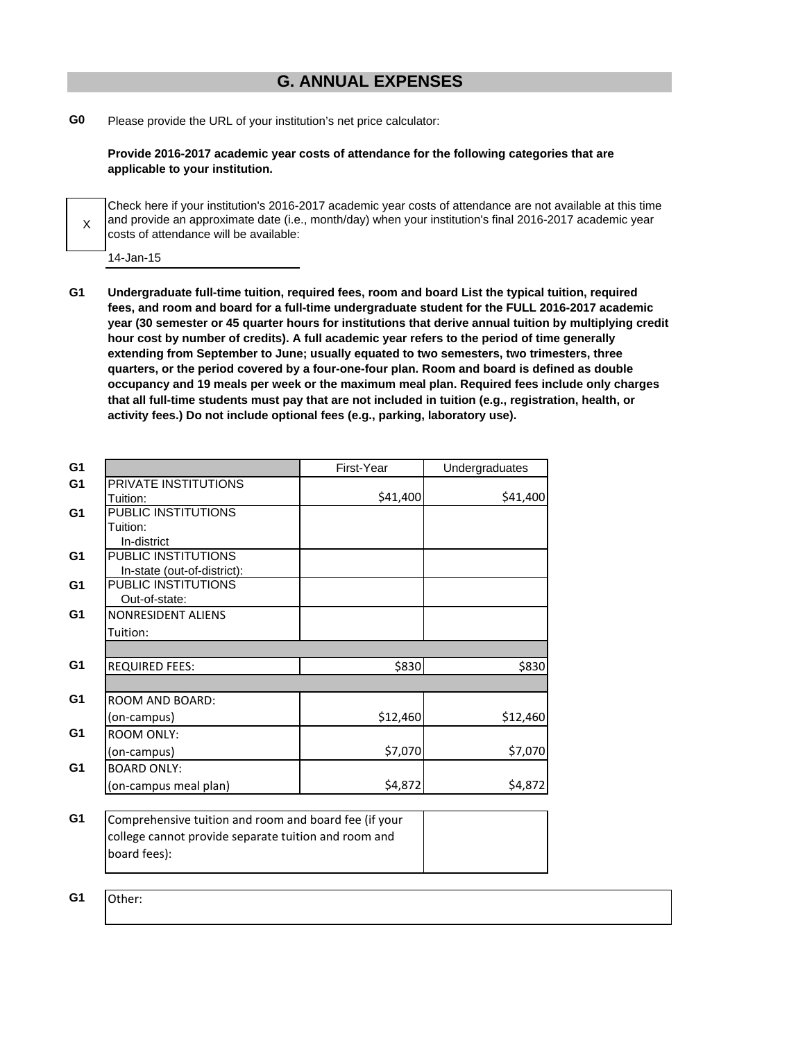## G. ANNUAL EXPENSES

**G0** Please provide the URL of your institution's net price calculator:

**Provide 2016-2017 academic year costs of attendance for the following categories that are applicable to your institution.**

X — Check here if your institution's 2016-2017 academic year costs of attendance are not available at this time and provide an approximate date (i.e., month/day) when your institution's final 2016-2017 academic year costs of attendance will be available:

14-Jan-15

**G1 Undergraduate full-time tuition, required fees, room and board List the typical tuition, required fees, and room and board for a full-time undergraduate student for the FULL 2016-2017 academic year (30 semester or 45 quarter hours for institutions that derive annual tuition by multiplying credit hour cost by number of credits). A full academic year refers to the period of time generally extending from September to June; usually equated to two semesters, two trimesters, three quarters, or the period covered by a four-one-four plan. Room and board is defined as double occupancy and 19 meals per week or the maximum meal plan. Required fees include only charges that all full-time students must pay that are not included in tuition (e.g., registration, health, or activity fees.) Do not include optional fees (e.g., parking, laboratory use).**

| | | First-Year | Undergraduates |
|---|---|---|---|
| G1 | PRIVATE INSTITUTIONS Tuition: | $41,400 | $41,400 |
| G1 | PUBLIC INSTITUTIONS Tuition: In-district | | |
| G1 | PUBLIC INSTITUTIONS In-state (out-of-district): | | |
| G1 | PUBLIC INSTITUTIONS Out-of-state: | | |
| G1 | NONRESIDENT ALIENS Tuition: | | |
| G1 | REQUIRED FEES: | $830 | $830 |
| G1 | ROOM AND BOARD: (on-campus) | $12,460 | $12,460 |
| G1 | ROOM ONLY: (on-campus) | $7,070 | $7,070 |
| G1 | BOARD ONLY: (on-campus meal plan) | $4,872 | $4,872 |

| | | |
|---|---|---|
| G1 | Comprehensive tuition and room and board fee (if your college cannot provide separate tuition and room and board fees): | |

| | |
|---|---|
| G1 | Other: |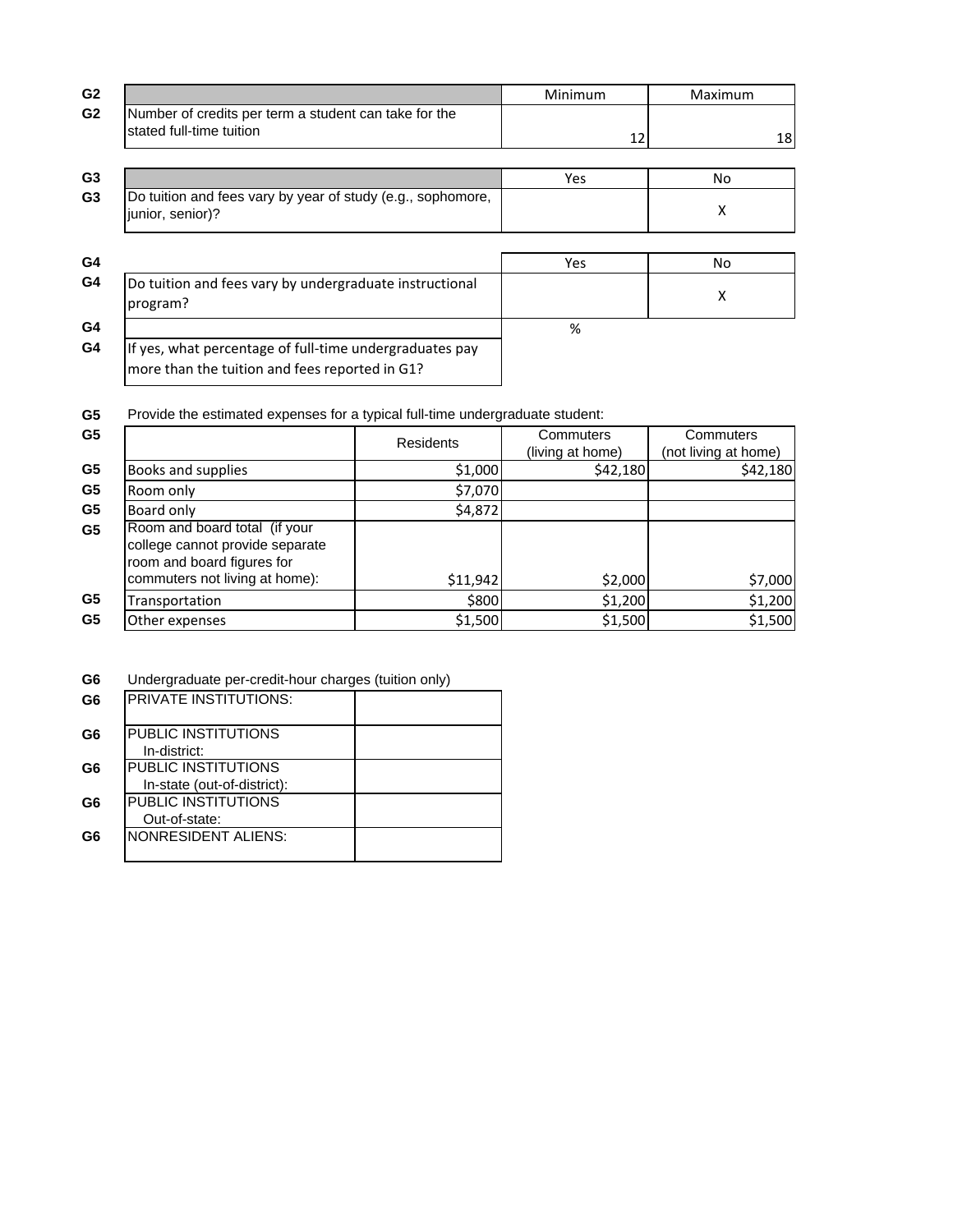| G2 | | Minimum | Maximum |
|---|---|---|---|
| G2 | Number of credits per term a student can take for the stated full-time tuition | 12 | 18 |

| G3 | | Yes | No |
|---|---|---|---|
| G3 | Do tuition and fees vary by year of study (e.g., sophomore, junior, senior)? | | X |

| G4 | | Yes | No |
|---|---|---|---|
| G4 | Do tuition and fees vary by undergraduate instructional program? | | X |
| G4 | | % | |
| G4 | If yes, what percentage of full-time undergraduates pay more than the tuition and fees reported in G1? | | |

G5 Provide the estimated expenses for a typical full-time undergraduate student:

| G5 | | Residents | Commuters (living at home) | Commuters (not living at home) |
|---|---|---|---|---|
| G5 | Books and supplies | $1,000 | $42,180 | $42,180 |
| G5 | Room only | $7,070 | | |
| G5 | Board only | $4,872 | | |
| G5 | Room and board total (if your college cannot provide separate room and board figures for commuters not living at home): | $11,942 | $2,000 | $7,000 |
| G5 | Transportation | $800 | $1,200 | $1,200 |
| G5 | Other expenses | $1,500 | $1,500 | $1,500 |

G6 Undergraduate per-credit-hour charges (tuition only)

| G6 | | |
|---|---|---|
| G6 | PRIVATE INSTITUTIONS: | |
| G6 | PUBLIC INSTITUTIONS In-district: | |
| G6 | PUBLIC INSTITUTIONS In-state (out-of-district): | |
| G6 | PUBLIC INSTITUTIONS Out-of-state: | |
| G6 | NONRESIDENT ALIENS: | |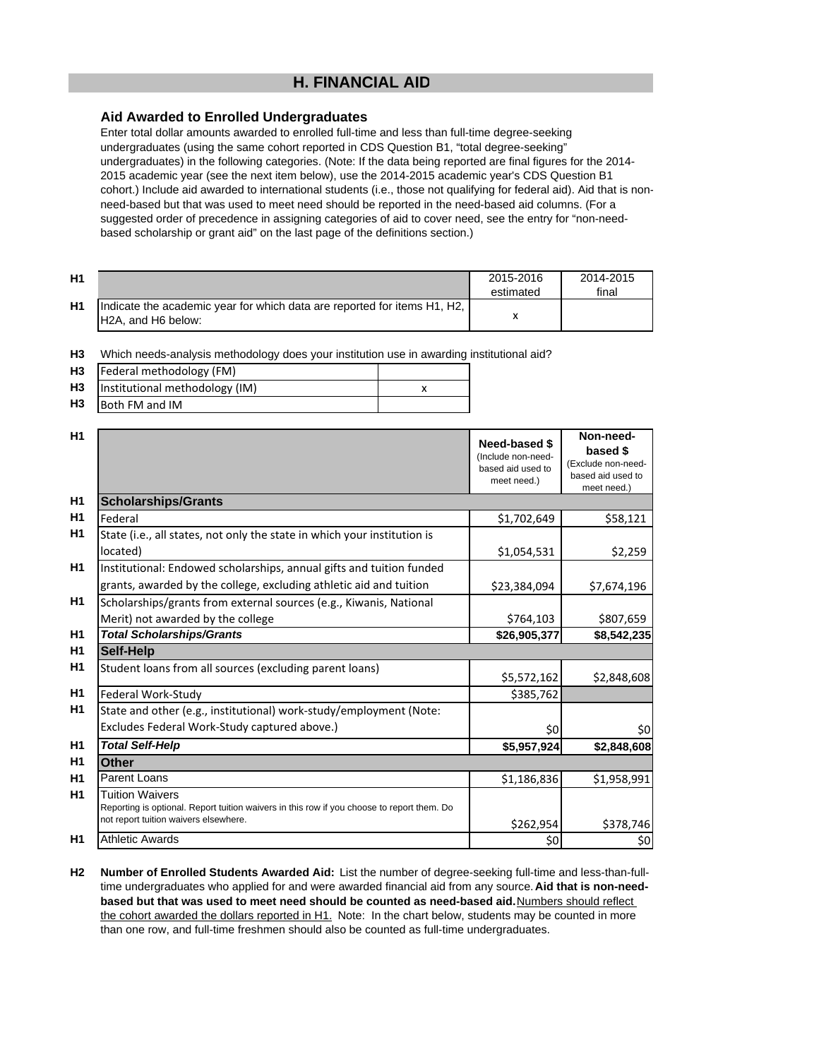# H. FINANCIAL AID

## Aid Awarded to Enrolled Undergraduates

Enter total dollar amounts awarded to enrolled full-time and less than full-time degree-seeking undergraduates (using the same cohort reported in CDS Question B1, "total degree-seeking" undergraduates) in the following categories. (Note: If the data being reported are final figures for the 2014-2015 academic year (see the next item below), use the 2014-2015 academic year's CDS Question B1 cohort.) Include aid awarded to international students (i.e., those not qualifying for federal aid). Aid that is non-need-based but that was used to meet need should be reported in the need-based aid columns. (For a suggested order of precedence in assigning categories of aid to cover need, see the entry for "non-need-based scholarship or grant aid" on the last page of the definitions section.)

| | | 2015-2016 estimated | 2014-2015 final |
|---|---|---|---|
| H1 | Indicate the academic year for which data are reported for items H1, H2, H2A, and H6 below: | x | |

**H3** Which needs-analysis methodology does your institution use in awarding institutional aid?

| | | |
|---|---|---|
| H3 | Federal methodology (FM) | |
| H3 | Institutional methodology (IM) | x |
| H3 | Both FM and IM | |

| | | Need-based $ (Include non-need-based aid used to meet need.) | Non-need-based $ (Exclude non-need-based aid used to meet need.) |
|---|---|---|---|
| H1 | **Scholarships/Grants** | | |
| H1 | Federal | $1,702,649 | $58,121 |
| H1 | State (i.e., all states, not only the state in which your institution is located) | $1,054,531 | $2,259 |
| H1 | Institutional: Endowed scholarships, annual gifts and tuition funded grants, awarded by the college, excluding athletic aid and tuition | $23,384,094 | $7,674,196 |
| H1 | Scholarships/grants from external sources (e.g., Kiwanis, National Merit) not awarded by the college | $764,103 | $807,659 |
| H1 | ***Total Scholarships/Grants*** | **$26,905,377** | **$8,542,235** |
| H1 | **Self-Help** | | |
| H1 | Student loans from all sources (excluding parent loans) | $5,572,162 | $2,848,608 |
| H1 | Federal Work-Study | $385,762 | |
| H1 | State and other (e.g., institutional) work-study/employment (Note: Excludes Federal Work-Study captured above.) | $0 | $0 |
| H1 | ***Total Self-Help*** | **$5,957,924** | **$2,848,608** |
| H1 | **Other** | | |
| H1 | Parent Loans | $1,186,836 | $1,958,991 |
| H1 | Tuition Waivers<br>Reporting is optional. Report tuition waivers in this row if you choose to report them. Do not report tuition waivers elsewhere. | $262,954 | $378,746 |
| H1 | Athletic Awards | $0 | $0 |

**H2** **Number of Enrolled Students Awarded Aid:** List the number of degree-seeking full-time and less-than-full-time undergraduates who applied for and were awarded financial aid from any source. **Aid that is non-need-based but that was used to meet need should be counted as need-based aid.** Numbers should reflect the cohort awarded the dollars reported in H1. Note: In the chart below, students may be counted in more than one row, and full-time freshmen should also be counted as full-time undergraduates.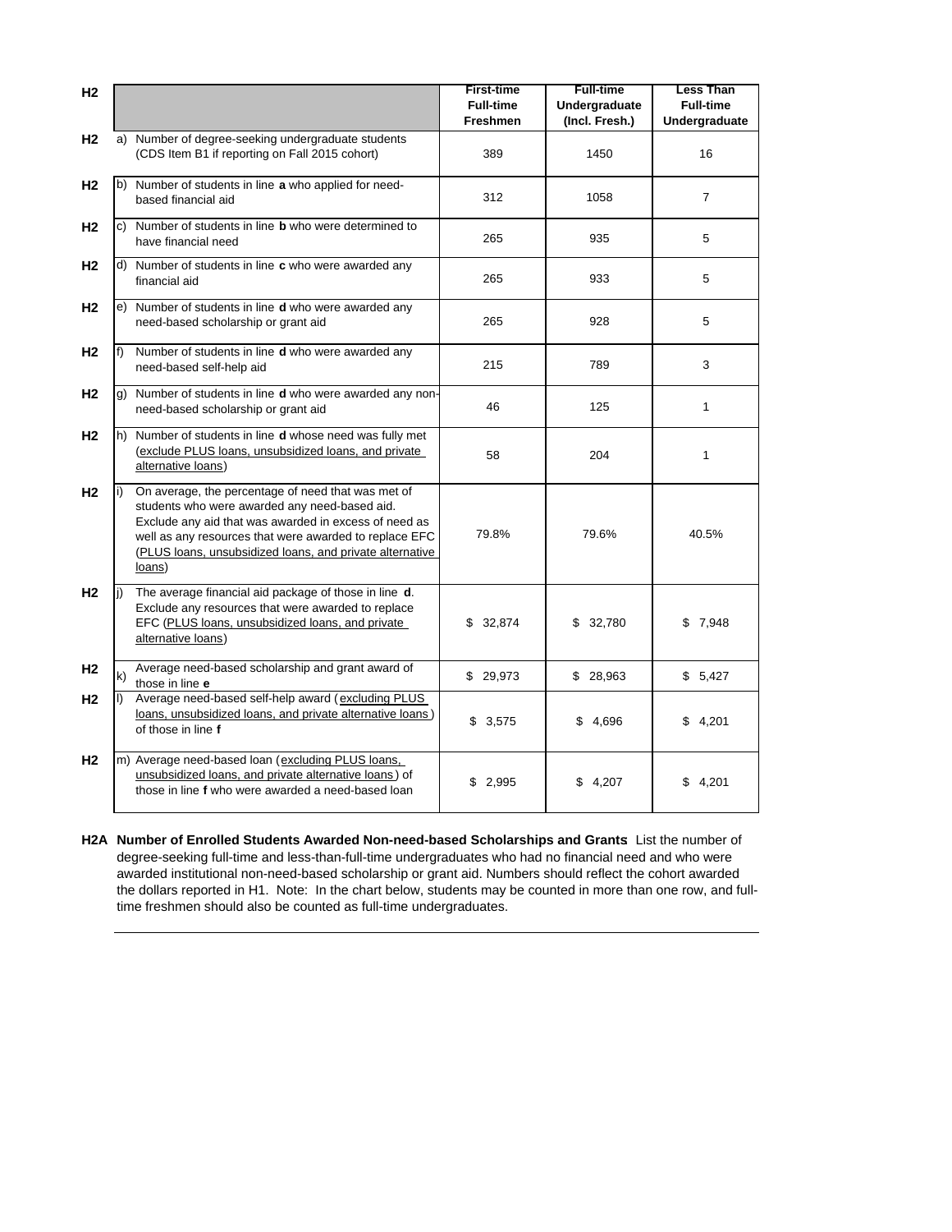| H2 | | First-time Full-time Freshmen | Full-time Undergraduate (Incl. Fresh.) | Less Than Full-time Undergraduate |
|---|---|---|---|---|
| H2 | a) Number of degree-seeking undergraduate students (CDS Item B1 if reporting on Fall 2015 cohort) | 389 | 1450 | 16 |
| H2 | b) Number of students in line **a** who applied for need-based financial aid | 312 | 1058 | 7 |
| H2 | c) Number of students in line **b** who were determined to have financial need | 265 | 935 | 5 |
| H2 | d) Number of students in line **c** who were awarded any financial aid | 265 | 933 | 5 |
| H2 | e) Number of students in line **d** who were awarded any need-based scholarship or grant aid | 265 | 928 | 5 |
| H2 | f) Number of students in line **d** who were awarded any need-based self-help aid | 215 | 789 | 3 |
| H2 | g) Number of students in line **d** who were awarded any non-need-based scholarship or grant aid | 46 | 125 | 1 |
| H2 | h) Number of students in line **d** whose need was fully met (exclude PLUS loans, unsubsidized loans, and private alternative loans) | 58 | 204 | 1 |
| H2 | i) On average, the percentage of need that was met of students who were awarded any need-based aid. Exclude any aid that was awarded in excess of need as well as any resources that were awarded to replace EFC (PLUS loans, unsubsidized loans, and private alternative loans) | 79.8% | 79.6% | 40.5% |
| H2 | j) The average financial aid package of those in line **d**. Exclude any resources that were awarded to replace EFC (PLUS loans, unsubsidized loans, and private alternative loans) | $ 32,874 | $ 32,780 | $ 7,948 |
| H2 | k) Average need-based scholarship and grant award of those in line **e** | $ 29,973 | $ 28,963 | $ 5,427 |
| H2 | l) Average need-based self-help award (excluding PLUS loans, unsubsidized loans, and private alternative loans) of those in line **f** | $ 3,575 | $ 4,696 | $ 4,201 |
| H2 | m) Average need-based loan (excluding PLUS loans, unsubsidized loans, and private alternative loans) of those in line **f** who were awarded a need-based loan | $ 2,995 | $ 4,207 | $ 4,201 |

**H2A Number of Enrolled Students Awarded Non-need-based Scholarships and Grants** List the number of degree-seeking full-time and less-than-full-time undergraduates who had no financial need and who were awarded institutional non-need-based scholarship or grant aid. Numbers should reflect the cohort awarded the dollars reported in H1. Note: In the chart below, students may be counted in more than one row, and full-time freshmen should also be counted as full-time undergraduates.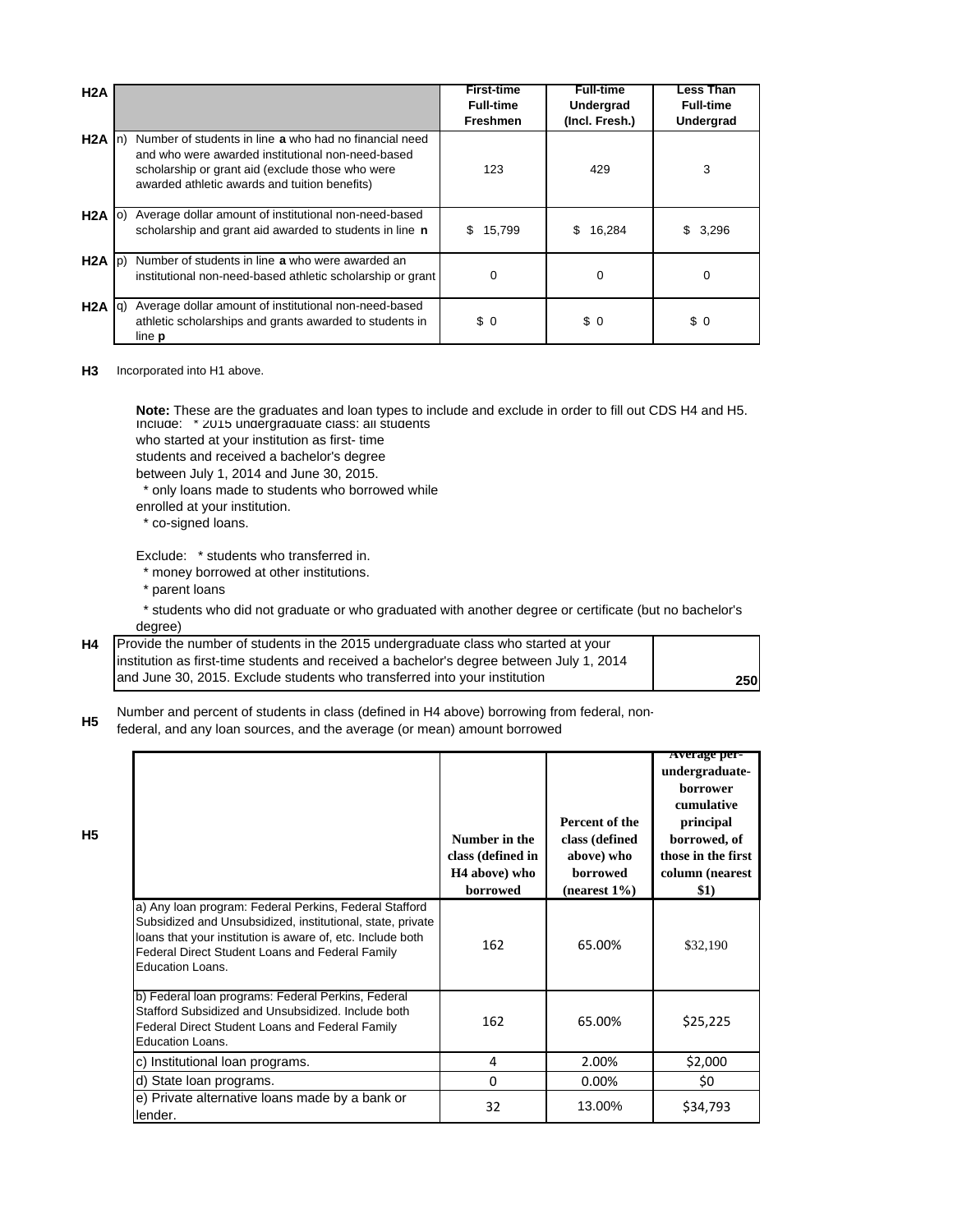| H2A | | First-time Full-time Freshmen | Full-time Undergrad (Incl. Fresh.) | Less Than Full-time Undergrad |
|---|---|---|---|---|
| H2A | n) Number of students in line **a** who had no financial need and who were awarded institutional non-need-based scholarship or grant aid (exclude those who were awarded athletic awards and tuition benefits) | 123 | 429 | 3 |
| H2A | o) Average dollar amount of institutional non-need-based scholarship and grant aid awarded to students in line **n** | $ 15,799 | $ 16,284 | $ 3,296 |
| H2A | p) Number of students in line **a** who were awarded an institutional non-need-based athletic scholarship or grant | 0 | 0 | 0 |
| H2A | q) Average dollar amount of institutional non-need-based athletic scholarships and grants awarded to students in line **p** | $ 0 | $ 0 | $ 0 |

**H3** Incorporated into H1 above.

**Note:** These are the graduates and loan types to include and exclude in order to fill out CDS H4 and H5.

Include: * 2015 undergraduate class: all students who started at your institution as first- time students and received a bachelor's degree between July 1, 2014 and June 30, 2015.
* only loans made to students who borrowed while enrolled at your institution.
* co-signed loans.

Exclude: * students who transferred in.
* money borrowed at other institutions.
* parent loans
* students who did not graduate or who graduated with another degree or certificate (but no bachelor's degree)

| H4 | Provide the number of students in the 2015 undergraduate class who started at your institution as first-time students and received a bachelor's degree between July 1, 2014 and June 30, 2015. Exclude students who transferred into your institution | 250 |
|---|---|---|

**H5** Number and percent of students in class (defined in H4 above) borrowing from federal, non-federal, and any loan sources, and the average (or mean) amount borrowed

| H5 | Number in the class (defined in H4 above) who borrowed | Percent of the class (defined above) who borrowed (nearest 1%) | Average per-undergraduate-borrower cumulative principal borrowed, of those in the first column (nearest $1) |
|---|---|---|---|
| a) Any loan program: Federal Perkins, Federal Stafford Subsidized and Unsubsidized, institutional, state, private loans that your institution is aware of, etc. Include both Federal Direct Student Loans and Federal Family Education Loans. | 162 | 65.00% | $32,190 |
| b) Federal loan programs: Federal Perkins, Federal Stafford Subsidized and Unsubsidized. Include both Federal Direct Student Loans and Federal Family Education Loans. | 162 | 65.00% | $25,225 |
| c) Institutional loan programs. | 4 | 2.00% | $2,000 |
| d) State loan programs. | 0 | 0.00% | $0 |
| e) Private alternative loans made by a bank or lender. | 32 | 13.00% | $34,793 |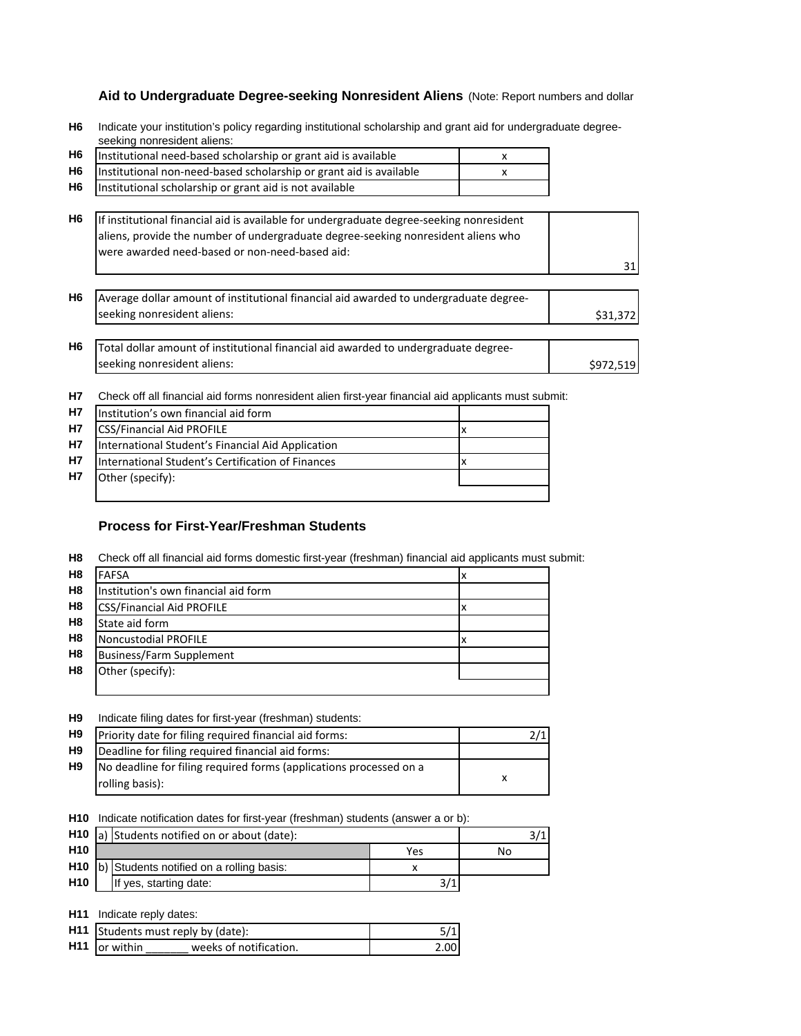## Aid to Undergraduate Degree-seeking Nonresident Aliens (Note: Report numbers and dollar

**H6** Indicate your institution's policy regarding institutional scholarship and grant aid for undergraduate degree-seeking nonresident aliens:

| | | |
|---|---|---|
| H6 | Institutional need-based scholarship or grant aid is available | x |
| H6 | Institutional non-need-based scholarship or grant aid is available | x |
| H6 | Institutional scholarship or grant aid is not available | |

| | | |
|---|---|---|
| H6 | If institutional financial aid is available for undergraduate degree-seeking nonresident aliens, provide the number of undergraduate degree-seeking nonresident aliens who were awarded need-based or non-need-based aid: | 31 |
| H6 | Average dollar amount of institutional financial aid awarded to undergraduate degree-seeking nonresident aliens: | $31,372 |
| H6 | Total dollar amount of institutional financial aid awarded to undergraduate degree-seeking nonresident aliens: | $972,519 |

**H7** Check off all financial aid forms nonresident alien first-year financial aid applicants must submit:

| | | |
|---|---|---|
| H7 | Institution's own financial aid form | |
| H7 | CSS/Financial Aid PROFILE | x |
| H7 | International Student's Financial Aid Application | |
| H7 | International Student's Certification of Finances | x |
| H7 | Other (specify): | |

## Process for First-Year/Freshman Students

**H8** Check off all financial aid forms domestic first-year (freshman) financial aid applicants must submit:

| | | |
|---|---|---|
| H8 | FAFSA | x |
| H8 | Institution's own financial aid form | |
| H8 | CSS/Financial Aid PROFILE | x |
| H8 | State aid form | |
| H8 | Noncustodial PROFILE | x |
| H8 | Business/Farm Supplement | |
| H8 | Other (specify): | |

**H9** Indicate filing dates for first-year (freshman) students:

| | | |
|---|---|---|
| H9 | Priority date for filing required financial aid forms: | 2/1 |
| H9 | Deadline for filing required financial aid forms: | |
| H9 | No deadline for filing required forms (applications processed on a rolling basis): | x |

**H10** Indicate notification dates for first-year (freshman) students (answer a or b):

| | | | |
|---|---|---|---|
| H10 | a) Students notified on or about (date): | | 3/1 |
| H10 | | Yes | No |
| H10 | b) Students notified on a rolling basis: | x | |
| H10 | If yes, starting date: | 3/1 | |

**H11** Indicate reply dates:

| | | |
|---|---|---|
| H11 | Students must reply by (date): | 5/1 |
| H11 | or within _______ weeks of notification. | 2.00 |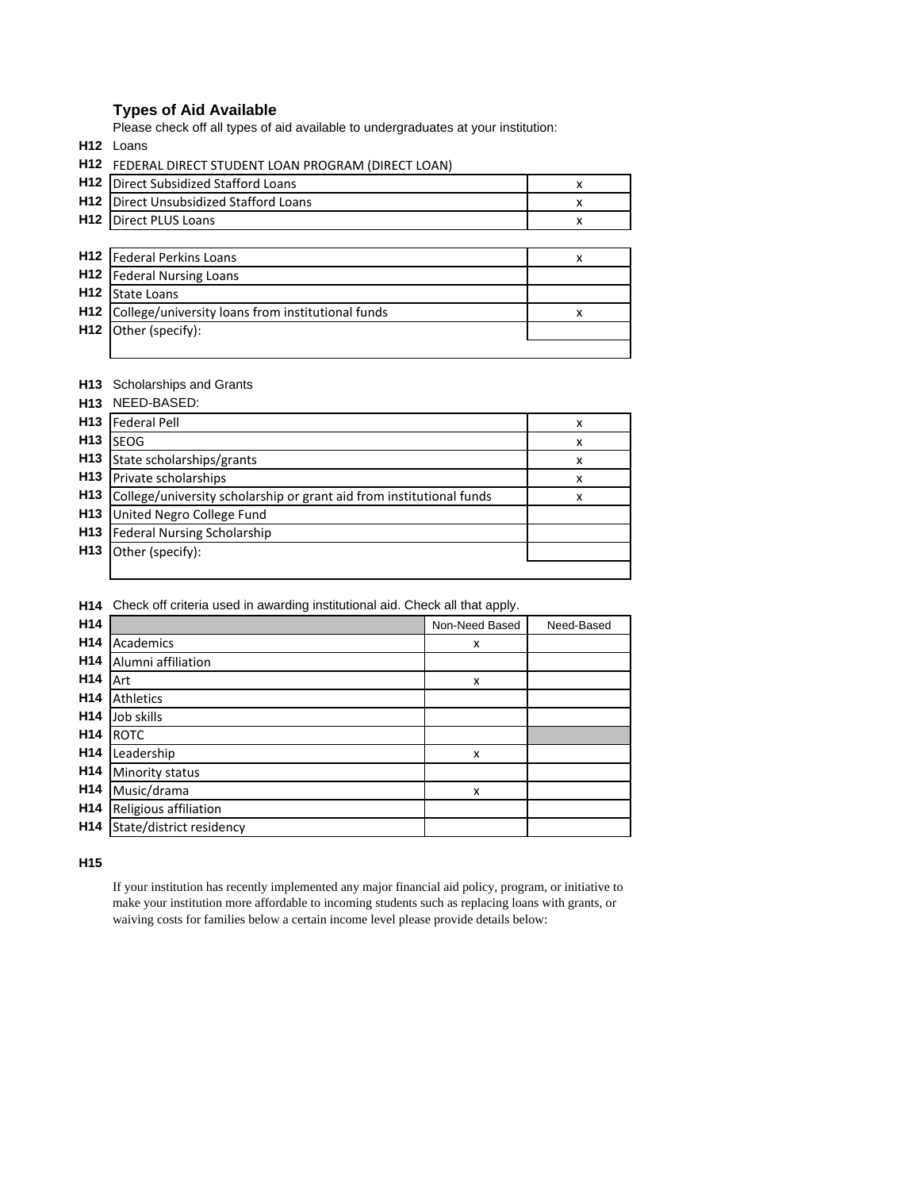### Types of Aid Available

Please check off all types of aid available to undergraduates at your institution:

**H12** Loans

**H12** FEDERAL DIRECT STUDENT LOAN PROGRAM (DIRECT LOAN)

| | | |
|---|---|---|
| H12 | Direct Subsidized Stafford Loans | x |
| H12 | Direct Unsubsidized Stafford Loans | x |
| H12 | Direct PLUS Loans | x |

| | | |
|---|---|---|
| H12 | Federal Perkins Loans | x |
| H12 | Federal Nursing Loans | |
| H12 | State Loans | |
| H12 | College/university loans from institutional funds | x |
| H12 | Other (specify): | |

**H13** Scholarships and Grants

**H13** NEED-BASED:

| | | |
|---|---|---|
| H13 | Federal Pell | x |
| H13 | SEOG | x |
| H13 | State scholarships/grants | x |
| H13 | Private scholarships | x |
| H13 | College/university scholarship or grant aid from institutional funds | x |
| H13 | United Negro College Fund | |
| H13 | Federal Nursing Scholarship | |
| H13 | Other (specify): | |

**H14** Check off criteria used in awarding institutional aid. Check all that apply.

| | | Non-Need Based | Need-Based |
|---|---|---|---|
| H14 | Academics | x | |
| H14 | Alumni affiliation | | |
| H14 | Art | x | |
| H14 | Athletics | | |
| H14 | Job skills | | |
| H14 | ROTC | | |
| H14 | Leadership | x | |
| H14 | Minority status | | |
| H14 | Music/drama | x | |
| H14 | Religious affiliation | | |
| H14 | State/district residency | | |

**H15**

If your institution has recently implemented any major financial aid policy, program, or initiative to make your institution more affordable to incoming students such as replacing loans with grants, or waiving costs for families below a certain income level please provide details below: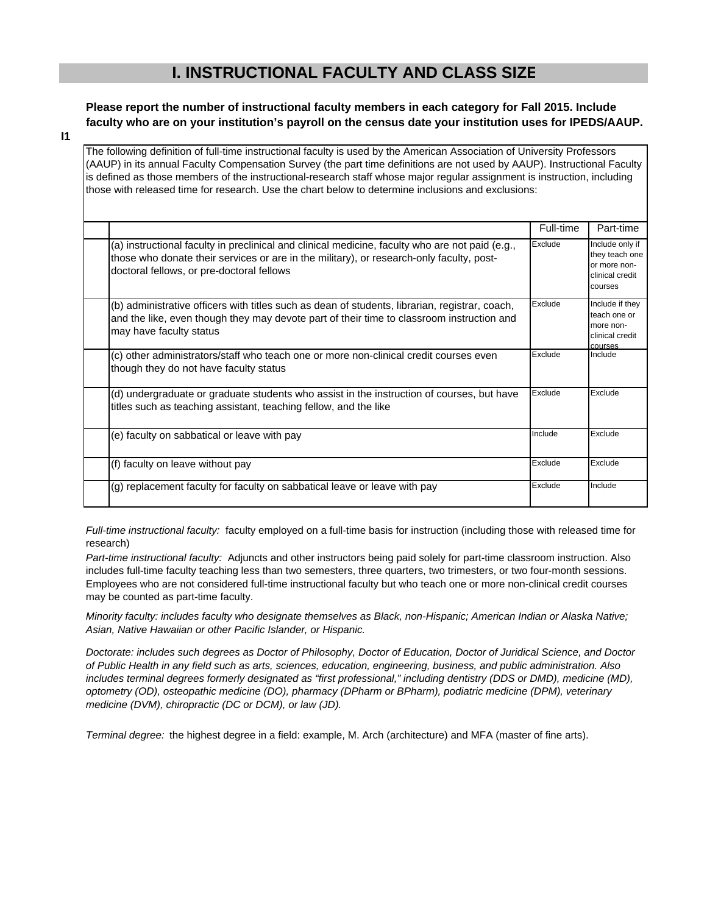# I. INSTRUCTIONAL FACULTY AND CLASS SIZE

**Please report the number of instructional faculty members in each category for Fall 2015. Include faculty who are on your institution's payroll on the census date your institution uses for IPEDS/AAUP.**

**I1**

The following definition of full-time instructional faculty is used by the American Association of University Professors (AAUP) in its annual Faculty Compensation Survey (the part time definitions are not used by AAUP). Instructional Faculty is defined as those members of the instructional-research staff whose major regular assignment is instruction, including those with released time for research. Use the chart below to determine inclusions and exclusions:

| | | Full-time | Part-time |
|---|---|---|---|
| | (a) instructional faculty in preclinical and clinical medicine, faculty who are not paid (e.g., those who donate their services or are in the military), or research-only faculty, post-doctoral fellows, or pre-doctoral fellows | Exclude | Include only if they teach one or more non-clinical credit courses |
| | (b) administrative officers with titles such as dean of students, librarian, registrar, coach, and the like, even though they may devote part of their time to classroom instruction and may have faculty status | Exclude | Include if they teach one or more non-clinical credit courses |
| | (c) other administrators/staff who teach one or more non-clinical credit courses even though they do not have faculty status | Exclude | Include |
| | (d) undergraduate or graduate students who assist in the instruction of courses, but have titles such as teaching assistant, teaching fellow, and the like | Exclude | Exclude |
| | (e) faculty on sabbatical or leave with pay | Include | Exclude |
| | (f) faculty on leave without pay | Exclude | Exclude |
| | (g) replacement faculty for faculty on sabbatical leave or leave with pay | Exclude | Include |

*Full-time instructional faculty:* faculty employed on a full-time basis for instruction (including those with released time for research)

*Part-time instructional faculty:* Adjuncts and other instructors being paid solely for part-time classroom instruction. Also includes full-time faculty teaching less than two semesters, three quarters, two trimesters, or two four-month sessions. Employees who are not considered full-time instructional faculty but who teach one or more non-clinical credit courses may be counted as part-time faculty.

*Minority faculty: includes faculty who designate themselves as Black, non-Hispanic; American Indian or Alaska Native; Asian, Native Hawaiian or other Pacific Islander, or Hispanic.*

*Doctorate: includes such degrees as Doctor of Philosophy, Doctor of Education, Doctor of Juridical Science, and Doctor of Public Health in any field such as arts, sciences, education, engineering, business, and public administration. Also includes terminal degrees formerly designated as "first professional," including dentistry (DDS or DMD), medicine (MD), optometry (OD), osteopathic medicine (DO), pharmacy (DPharm or BPharm), podiatric medicine (DPM), veterinary medicine (DVM), chiropractic (DC or DCM), or law (JD).*

*Terminal degree:* the highest degree in a field: example, M. Arch (architecture) and MFA (master of fine arts).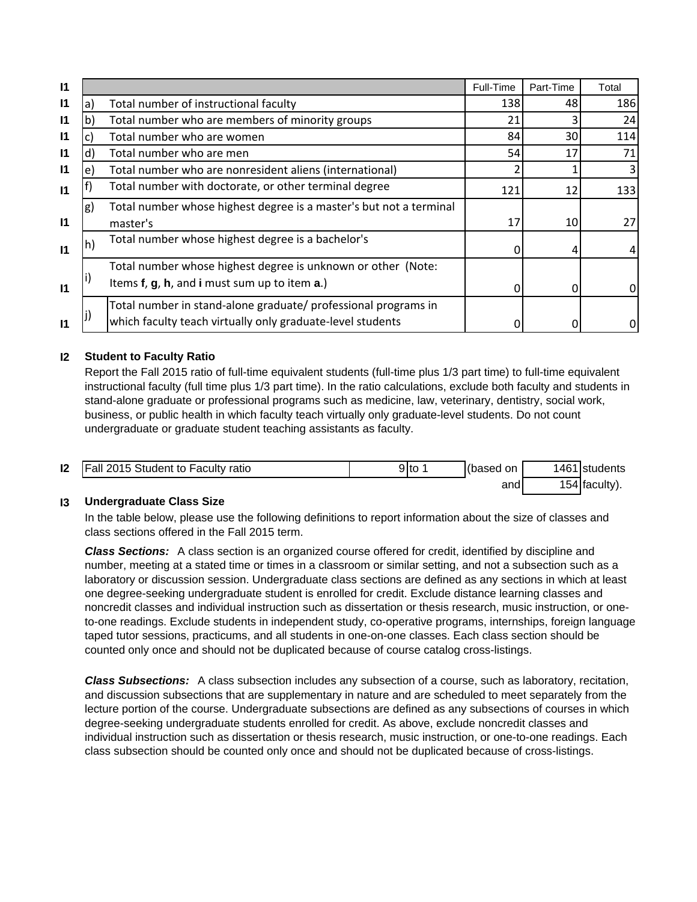| I1 | | | Full-Time | Part-Time | Total |
|---|---|---|---|---|---|
| I1 | a) | Total number of instructional faculty | 138 | 48 | 186 |
| I1 | b) | Total number who are members of minority groups | 21 | 3 | 24 |
| I1 | c) | Total number who are women | 84 | 30 | 114 |
| I1 | d) | Total number who are men | 54 | 17 | 71 |
| I1 | e) | Total number who are nonresident aliens (international) | 2 | 1 | 3 |
| I1 | f) | Total number with doctorate, or other terminal degree | 121 | 12 | 133 |
| I1 | g) | Total number whose highest degree is a master's but not a terminal master's | 17 | 10 | 27 |
| I1 | h) | Total number whose highest degree is a bachelor's | 0 | 4 | 4 |
| I1 | i) | Total number whose highest degree is unknown or other (Note: Items **f**, **g**, **h**, and **i** must sum up to item **a**.) | 0 | 0 | 0 |
| I1 | j) | Total number in stand-alone graduate/ professional programs in which faculty teach virtually only graduate-level students | 0 | 0 | 0 |

**I2 Student to Faculty Ratio**

Report the Fall 2015 ratio of full-time equivalent students (full-time plus 1/3 part time) to full-time equivalent instructional faculty (full time plus 1/3 part time). In the ratio calculations, exclude both faculty and students in stand-alone graduate or professional programs such as medicine, law, veterinary, dentistry, social work, business, or public health in which faculty teach virtually only graduate-level students. Do not count undergraduate or graduate student teaching assistants as faculty.

| I2 | Fall 2015 Student to Faculty ratio | 9 | to 1 | (based on | 1461 | students |
|---|---|---|---|---|---|---|
| | | | | and | 154 | faculty). |

**I3 Undergraduate Class Size**

In the table below, please use the following definitions to report information about the size of classes and class sections offered in the Fall 2015 term.

***Class Sections:*** A class section is an organized course offered for credit, identified by discipline and number, meeting at a stated time or times in a classroom or similar setting, and not a subsection such as a laboratory or discussion session. Undergraduate class sections are defined as any sections in which at least one degree-seeking undergraduate student is enrolled for credit. Exclude distance learning classes and noncredit classes and individual instruction such as dissertation or thesis research, music instruction, or one-to-one readings. Exclude students in independent study, co-operative programs, internships, foreign language taped tutor sessions, practicums, and all students in one-on-one classes. Each class section should be counted only once and should not be duplicated because of course catalog cross-listings.

***Class Subsections:*** A class subsection includes any subsection of a course, such as laboratory, recitation, and discussion subsections that are supplementary in nature and are scheduled to meet separately from the lecture portion of the course. Undergraduate subsections are defined as any subsections of courses in which degree-seeking undergraduate students enrolled for credit. As above, exclude noncredit classes and individual instruction such as dissertation or thesis research, music instruction, or one-to-one readings. Each class subsection should be counted only once and should not be duplicated because of cross-listings.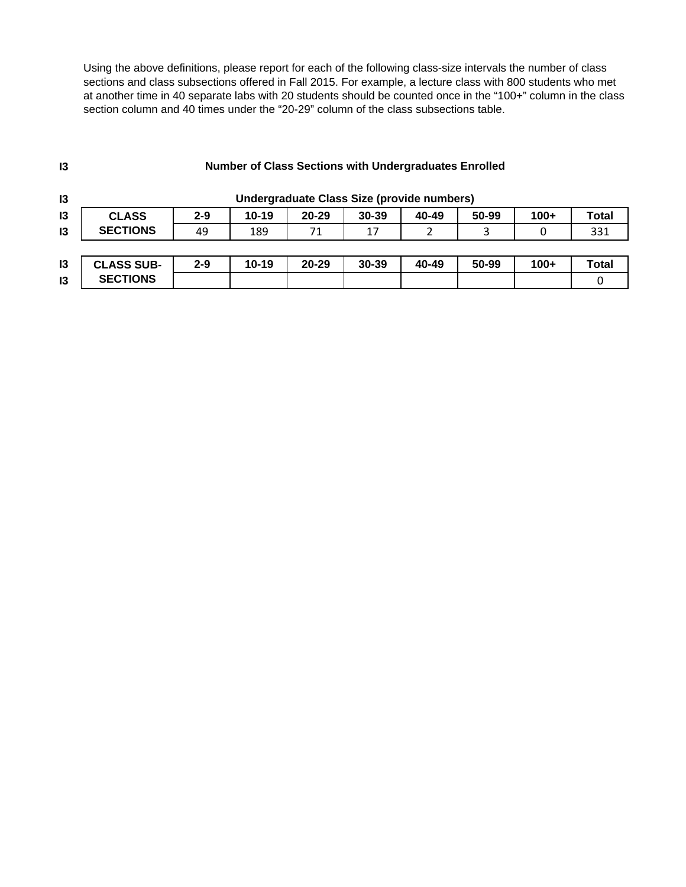Using the above definitions, please report for each of the following class-size intervals the number of class sections and class subsections offered in Fall 2015. For example, a lecture class with 800 students who met at another time in 40 separate labs with 20 students should be counted once in the "100+" column in the class section column and 40 times under the "20-29" column of the class subsections table.

I3 **Number of Class Sections with Undergraduates Enrolled**

I3 **Undergraduate Class Size (provide numbers)**

| | | 2-9 | 10-19 | 20-29 | 30-39 | 40-49 | 50-99 | 100+ | Total |
|---|---|---|---|---|---|---|---|---|---|
| I3 | CLASS SECTIONS | 49 | 189 | 71 | 17 | 2 | 3 | 0 | 331 |

| | | 2-9 | 10-19 | 20-29 | 30-39 | 40-49 | 50-99 | 100+ | Total |
|---|---|---|---|---|---|---|---|---|---|
| I3 | CLASS SUB-SECTIONS | | | | | | | | 0 |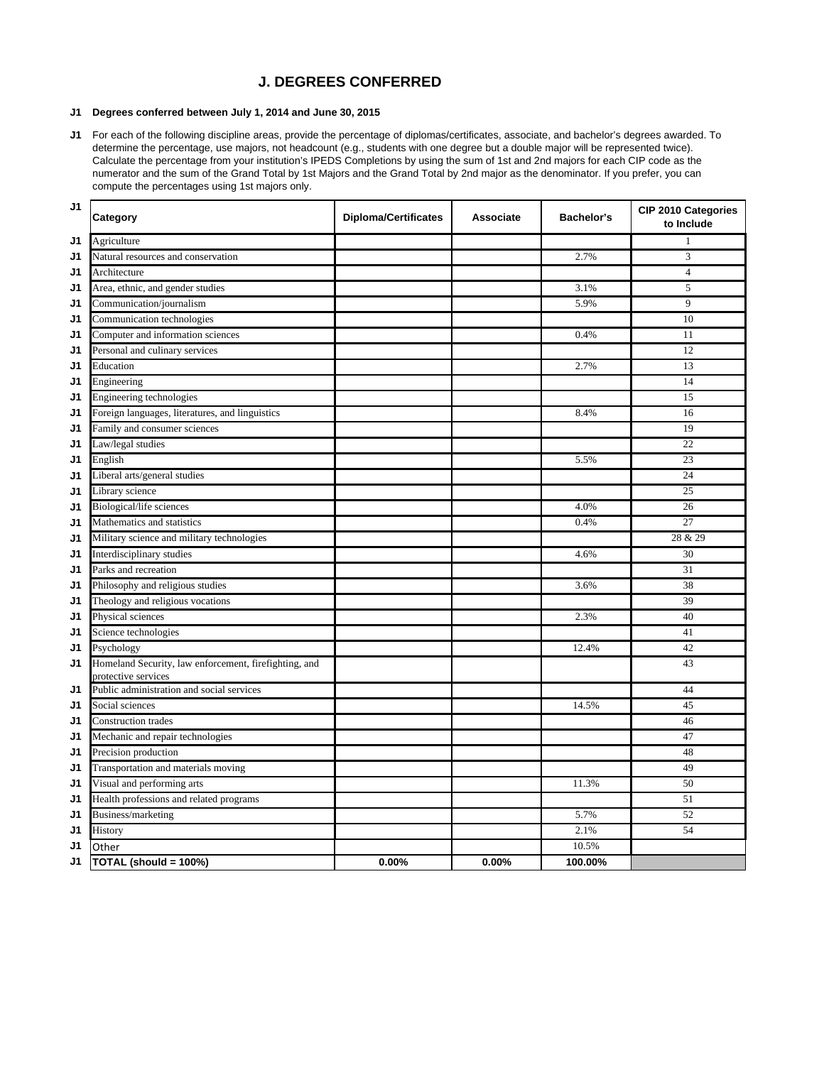# J. DEGREES CONFERRED

**J1 Degrees conferred between July 1, 2014 and June 30, 2015**

J1 For each of the following discipline areas, provide the percentage of diplomas/certificates, associate, and bachelor's degrees awarded. To determine the percentage, use majors, not headcount (e.g., students with one degree but a double major will be represented twice). Calculate the percentage from your institution's IPEDS Completions by using the sum of 1st and 2nd majors for each CIP code as the numerator and the sum of the Grand Total by 1st Majors and the Grand Total by 2nd major as the denominator. If you prefer, you can compute the percentages using 1st majors only.

| | Category | Diploma/Certificates | Associate | Bachelor's | CIP 2010 Categories to Include |
|---|---|---|---|---|---|
| J1 | Agriculture | | | | 1 |
| J1 | Natural resources and conservation | | | 2.7% | 3 |
| J1 | Architecture | | | | 4 |
| J1 | Area, ethnic, and gender studies | | | 3.1% | 5 |
| J1 | Communication/journalism | | | 5.9% | 9 |
| J1 | Communication technologies | | | | 10 |
| J1 | Computer and information sciences | | | 0.4% | 11 |
| J1 | Personal and culinary services | | | | 12 |
| J1 | Education | | | 2.7% | 13 |
| J1 | Engineering | | | | 14 |
| J1 | Engineering technologies | | | | 15 |
| J1 | Foreign languages, literatures, and linguistics | | | 8.4% | 16 |
| J1 | Family and consumer sciences | | | | 19 |
| J1 | Law/legal studies | | | | 22 |
| J1 | English | | | 5.5% | 23 |
| J1 | Liberal arts/general studies | | | | 24 |
| J1 | Library science | | | | 25 |
| J1 | Biological/life sciences | | | 4.0% | 26 |
| J1 | Mathematics and statistics | | | 0.4% | 27 |
| J1 | Military science and military technologies | | | | 28 & 29 |
| J1 | Interdisciplinary studies | | | 4.6% | 30 |
| J1 | Parks and recreation | | | | 31 |
| J1 | Philosophy and religious studies | | | 3.6% | 38 |
| J1 | Theology and religious vocations | | | | 39 |
| J1 | Physical sciences | | | 2.3% | 40 |
| J1 | Science technologies | | | | 41 |
| J1 | Psychology | | | 12.4% | 42 |
| J1 | Homeland Security, law enforcement, firefighting, and protective services | | | | 43 |
| J1 | Public administration and social services | | | | 44 |
| J1 | Social sciences | | | 14.5% | 45 |
| J1 | Construction trades | | | | 46 |
| J1 | Mechanic and repair technologies | | | | 47 |
| J1 | Precision production | | | | 48 |
| J1 | Transportation and materials moving | | | | 49 |
| J1 | Visual and performing arts | | | 11.3% | 50 |
| J1 | Health professions and related programs | | | | 51 |
| J1 | Business/marketing | | | 5.7% | 52 |
| J1 | History | | | 2.1% | 54 |
| J1 | Other | | | 10.5% | |
| J1 | **TOTAL (should = 100%)** | **0.00%** | **0.00%** | **100.00%** | |